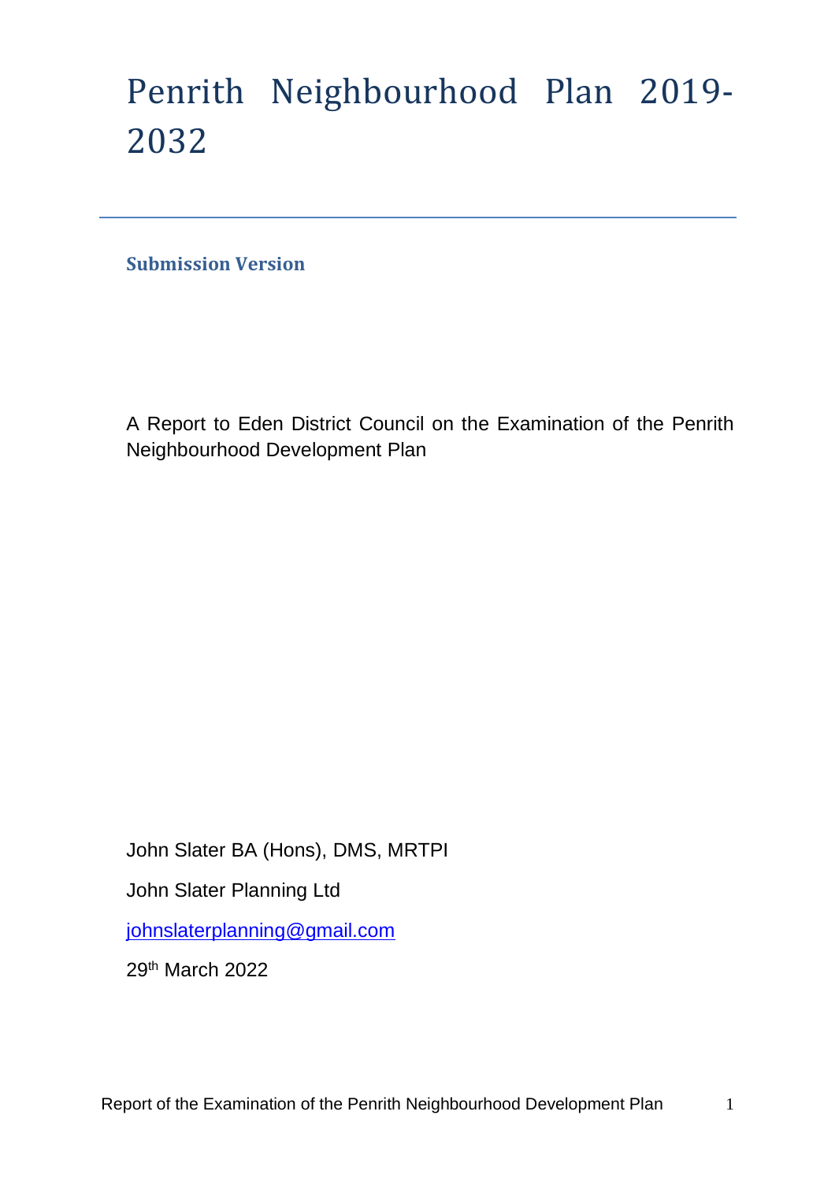# Penrith Neighbourhood Plan 2019-2032

**Submission Version**

A Report to Eden District Council on the Examination of the Penrith Neighbourhood Development Plan

John Slater BA (Hons), DMS, MRTPI

John Slater Planning Ltd

johnslaterplanning@gmail.com

29th March 2022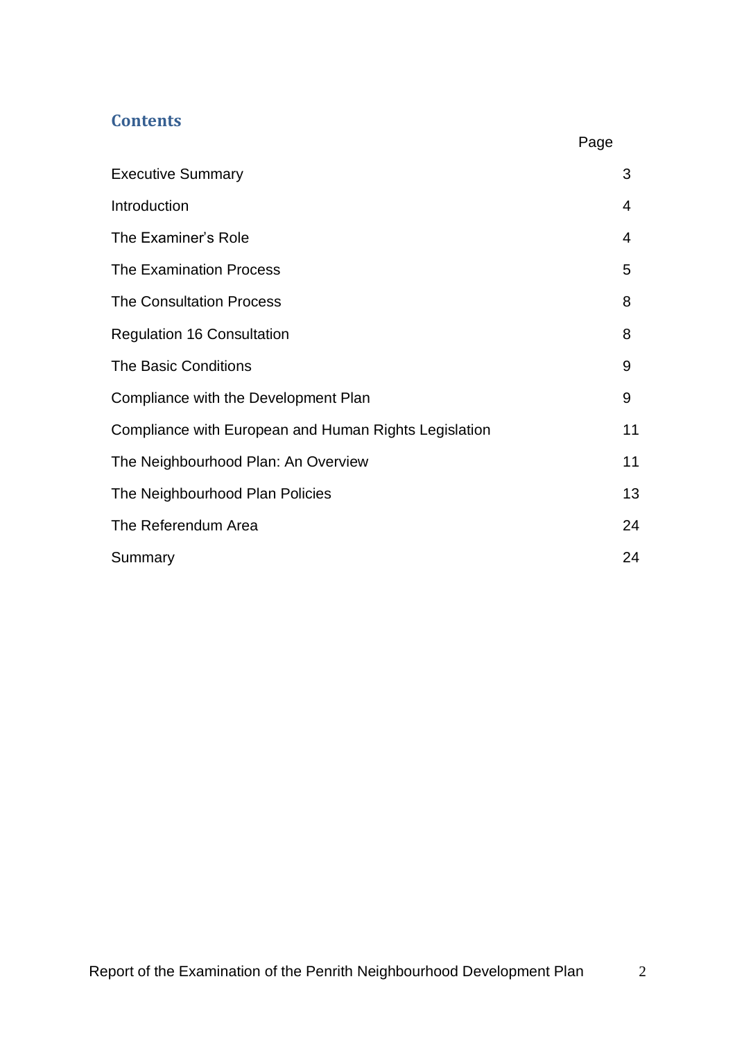## Contents

| | Page |
|---|---|
| Executive Summary | 3 |
| Introduction | 4 |
| The Examiner's Role | 4 |
| The Examination Process | 5 |
| The Consultation Process | 8 |
| Regulation 16 Consultation | 8 |
| The Basic Conditions | 9 |
| Compliance with the Development Plan | 9 |
| Compliance with European and Human Rights Legislation | 11 |
| The Neighbourhood Plan: An Overview | 11 |
| The Neighbourhood Plan Policies | 13 |
| The Referendum Area | 24 |
| Summary | 24 |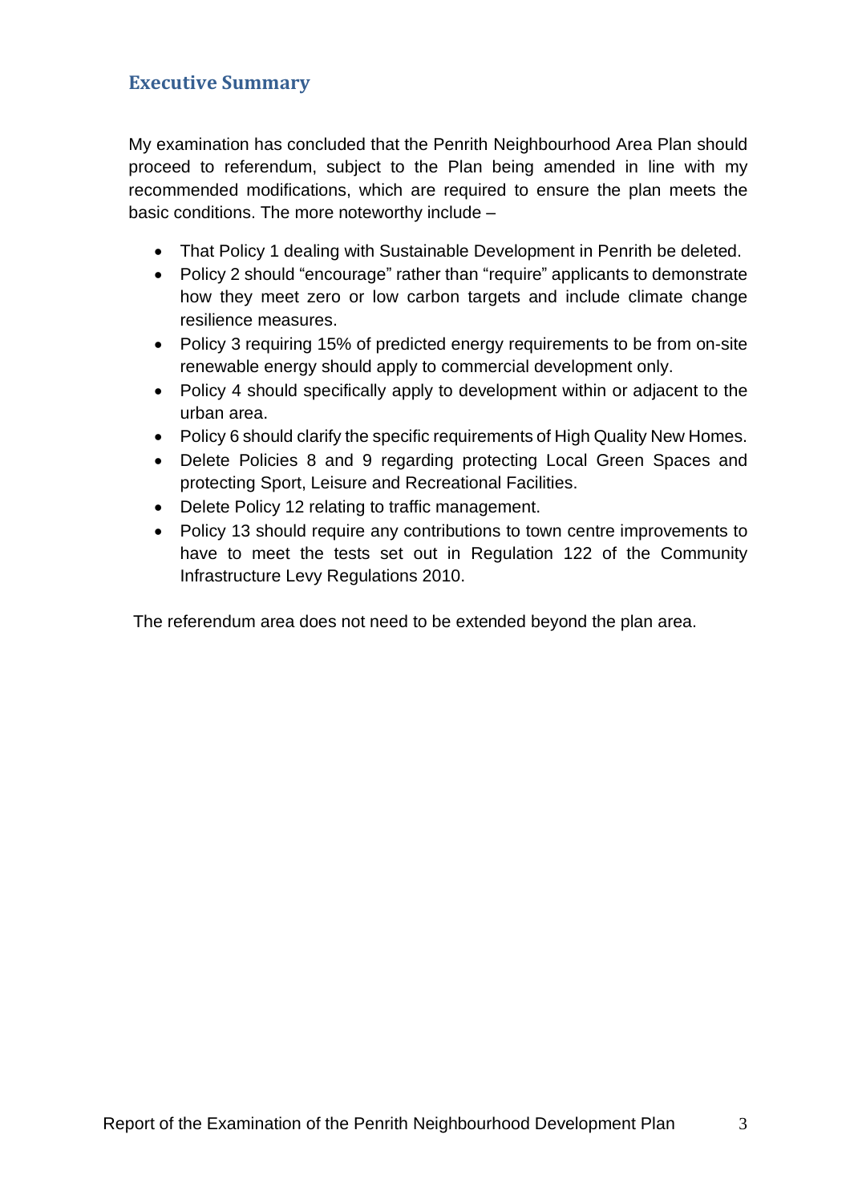## Executive Summary

My examination has concluded that the Penrith Neighbourhood Area Plan should proceed to referendum, subject to the Plan being amended in line with my recommended modifications, which are required to ensure the plan meets the basic conditions. The more noteworthy include –

- That Policy 1 dealing with Sustainable Development in Penrith be deleted.
- Policy 2 should "encourage" rather than "require" applicants to demonstrate how they meet zero or low carbon targets and include climate change resilience measures.
- Policy 3 requiring 15% of predicted energy requirements to be from on-site renewable energy should apply to commercial development only.
- Policy 4 should specifically apply to development within or adjacent to the urban area.
- Policy 6 should clarify the specific requirements of High Quality New Homes.
- Delete Policies 8 and 9 regarding protecting Local Green Spaces and protecting Sport, Leisure and Recreational Facilities.
- Delete Policy 12 relating to traffic management.
- Policy 13 should require any contributions to town centre improvements to have to meet the tests set out in Regulation 122 of the Community Infrastructure Levy Regulations 2010.

The referendum area does not need to be extended beyond the plan area.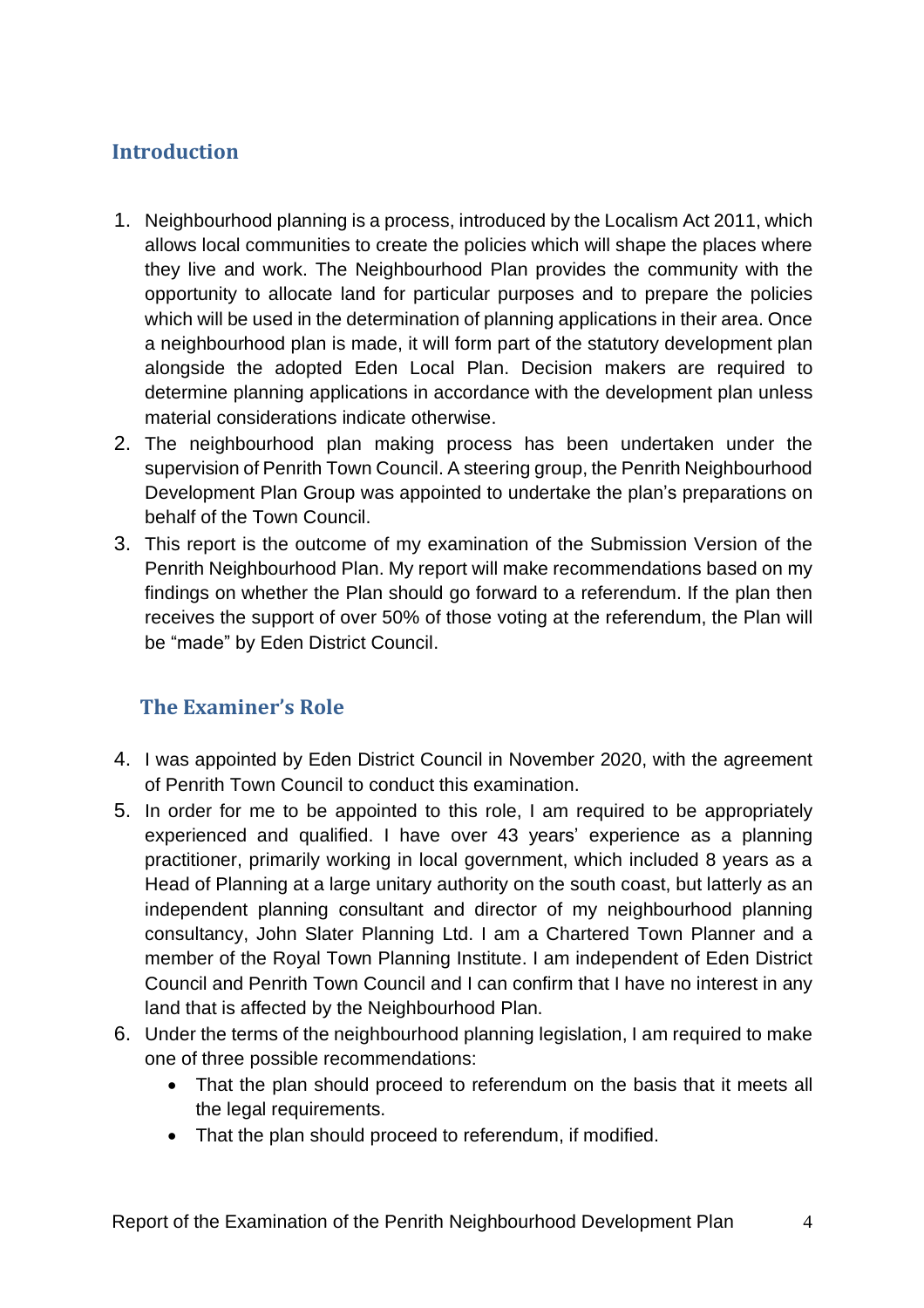## Introduction

1. Neighbourhood planning is a process, introduced by the Localism Act 2011, which allows local communities to create the policies which will shape the places where they live and work. The Neighbourhood Plan provides the community with the opportunity to allocate land for particular purposes and to prepare the policies which will be used in the determination of planning applications in their area. Once a neighbourhood plan is made, it will form part of the statutory development plan alongside the adopted Eden Local Plan. Decision makers are required to determine planning applications in accordance with the development plan unless material considerations indicate otherwise.
2. The neighbourhood plan making process has been undertaken under the supervision of Penrith Town Council. A steering group, the Penrith Neighbourhood Development Plan Group was appointed to undertake the plan's preparations on behalf of the Town Council.
3. This report is the outcome of my examination of the Submission Version of the Penrith Neighbourhood Plan. My report will make recommendations based on my findings on whether the Plan should go forward to a referendum. If the plan then receives the support of over 50% of those voting at the referendum, the Plan will be "made" by Eden District Council.

## The Examiner's Role

4. I was appointed by Eden District Council in November 2020, with the agreement of Penrith Town Council to conduct this examination.
5. In order for me to be appointed to this role, I am required to be appropriately experienced and qualified. I have over 43 years' experience as a planning practitioner, primarily working in local government, which included 8 years as a Head of Planning at a large unitary authority on the south coast, but latterly as an independent planning consultant and director of my neighbourhood planning consultancy, John Slater Planning Ltd. I am a Chartered Town Planner and a member of the Royal Town Planning Institute. I am independent of Eden District Council and Penrith Town Council and I can confirm that I have no interest in any land that is affected by the Neighbourhood Plan.
6. Under the terms of the neighbourhood planning legislation, I am required to make one of three possible recommendations:
    - That the plan should proceed to referendum on the basis that it meets all the legal requirements.
    - That the plan should proceed to referendum, if modified.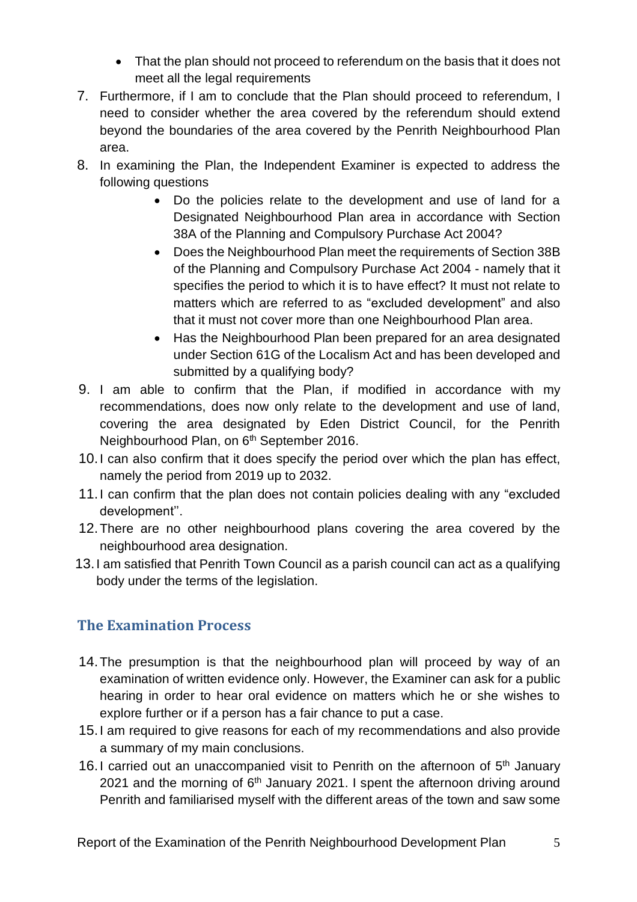- That the plan should not proceed to referendum on the basis that it does not meet all the legal requirements

7. Furthermore, if I am to conclude that the Plan should proceed to referendum, I need to consider whether the area covered by the referendum should extend beyond the boundaries of the area covered by the Penrith Neighbourhood Plan area.
8. In examining the Plan, the Independent Examiner is expected to address the following questions
   - Do the policies relate to the development and use of land for a Designated Neighbourhood Plan area in accordance with Section 38A of the Planning and Compulsory Purchase Act 2004?
   - Does the Neighbourhood Plan meet the requirements of Section 38B of the Planning and Compulsory Purchase Act 2004 - namely that it specifies the period to which it is to have effect? It must not relate to matters which are referred to as "excluded development" and also that it must not cover more than one Neighbourhood Plan area.
   - Has the Neighbourhood Plan been prepared for an area designated under Section 61G of the Localism Act and has been developed and submitted by a qualifying body?
9. I am able to confirm that the Plan, if modified in accordance with my recommendations, does now only relate to the development and use of land, covering the area designated by Eden District Council, for the Penrith Neighbourhood Plan, on 6th September 2016.
10. I can also confirm that it does specify the period over which the plan has effect, namely the period from 2019 up to 2032.
11. I can confirm that the plan does not contain policies dealing with any "excluded development''.
12. There are no other neighbourhood plans covering the area covered by the neighbourhood area designation.
13. I am satisfied that Penrith Town Council as a parish council can act as a qualifying body under the terms of the legislation.

## The Examination Process

14. The presumption is that the neighbourhood plan will proceed by way of an examination of written evidence only. However, the Examiner can ask for a public hearing in order to hear oral evidence on matters which he or she wishes to explore further or if a person has a fair chance to put a case.
15. I am required to give reasons for each of my recommendations and also provide a summary of my main conclusions.
16. I carried out an unaccompanied visit to Penrith on the afternoon of 5th January 2021 and the morning of 6th January 2021. I spent the afternoon driving around Penrith and familiarised myself with the different areas of the town and saw some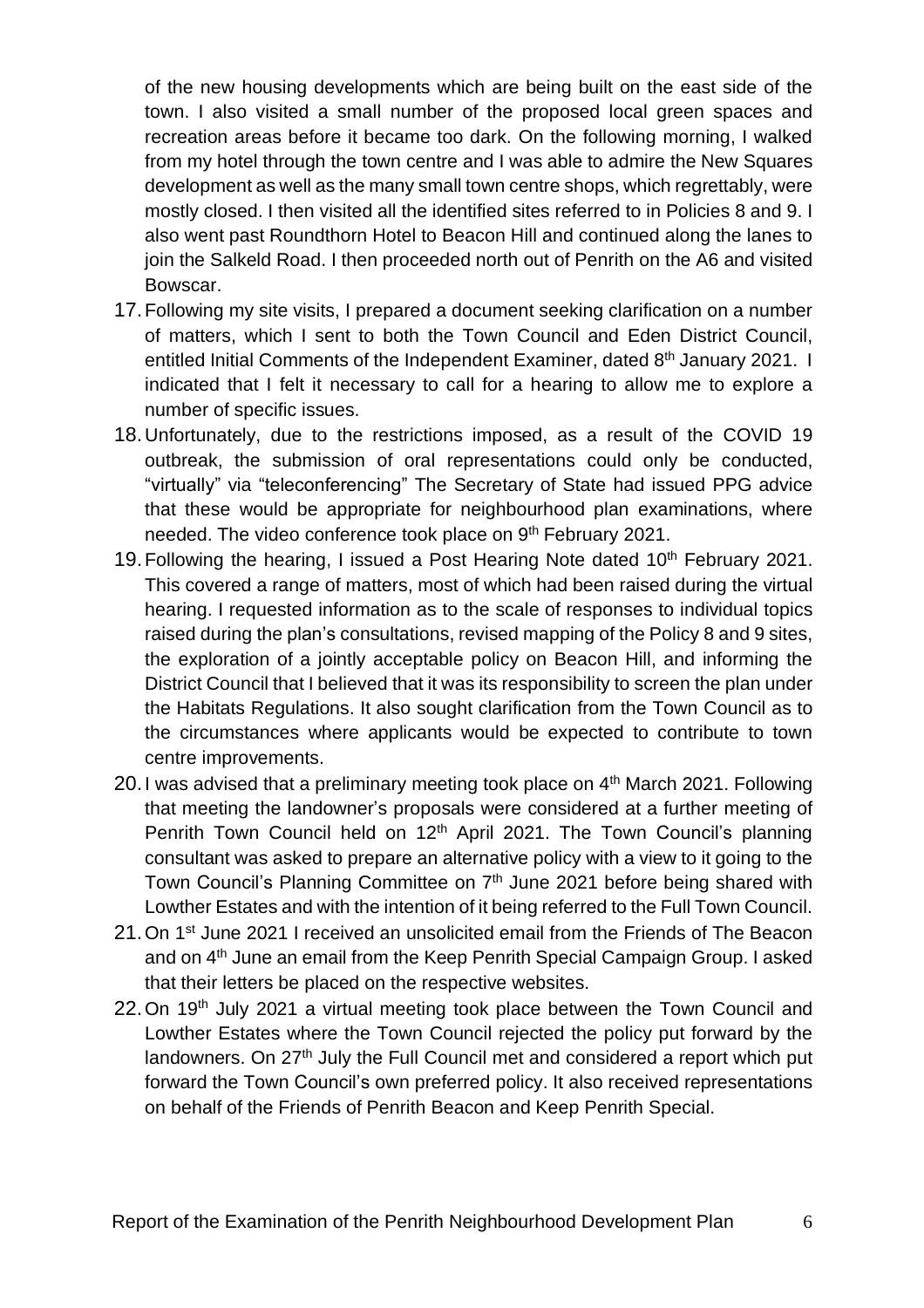of the new housing developments which are being built on the east side of the town. I also visited a small number of the proposed local green spaces and recreation areas before it became too dark. On the following morning, I walked from my hotel through the town centre and I was able to admire the New Squares development as well as the many small town centre shops, which regrettably, were mostly closed. I then visited all the identified sites referred to in Policies 8 and 9. I also went past Roundthorn Hotel to Beacon Hill and continued along the lanes to join the Salkeld Road. I then proceeded north out of Penrith on the A6 and visited Bowscar.

17. Following my site visits, I prepared a document seeking clarification on a number of matters, which I sent to both the Town Council and Eden District Council, entitled Initial Comments of the Independent Examiner, dated 8th January 2021. I indicated that I felt it necessary to call for a hearing to allow me to explore a number of specific issues.

18. Unfortunately, due to the restrictions imposed, as a result of the COVID 19 outbreak, the submission of oral representations could only be conducted, "virtually" via "teleconferencing" The Secretary of State had issued PPG advice that these would be appropriate for neighbourhood plan examinations, where needed. The video conference took place on 9th February 2021.

19. Following the hearing, I issued a Post Hearing Note dated 10th February 2021. This covered a range of matters, most of which had been raised during the virtual hearing. I requested information as to the scale of responses to individual topics raised during the plan's consultations, revised mapping of the Policy 8 and 9 sites, the exploration of a jointly acceptable policy on Beacon Hill, and informing the District Council that I believed that it was its responsibility to screen the plan under the Habitats Regulations. It also sought clarification from the Town Council as to the circumstances where applicants would be expected to contribute to town centre improvements.

20. I was advised that a preliminary meeting took place on 4th March 2021. Following that meeting the landowner's proposals were considered at a further meeting of Penrith Town Council held on 12th April 2021. The Town Council's planning consultant was asked to prepare an alternative policy with a view to it going to the Town Council's Planning Committee on 7th June 2021 before being shared with Lowther Estates and with the intention of it being referred to the Full Town Council.

21. On 1st June 2021 I received an unsolicited email from the Friends of The Beacon and on 4th June an email from the Keep Penrith Special Campaign Group. I asked that their letters be placed on the respective websites.

22. On 19th July 2021 a virtual meeting took place between the Town Council and Lowther Estates where the Town Council rejected the policy put forward by the landowners. On 27th July the Full Council met and considered a report which put forward the Town Council's own preferred policy. It also received representations on behalf of the Friends of Penrith Beacon and Keep Penrith Special.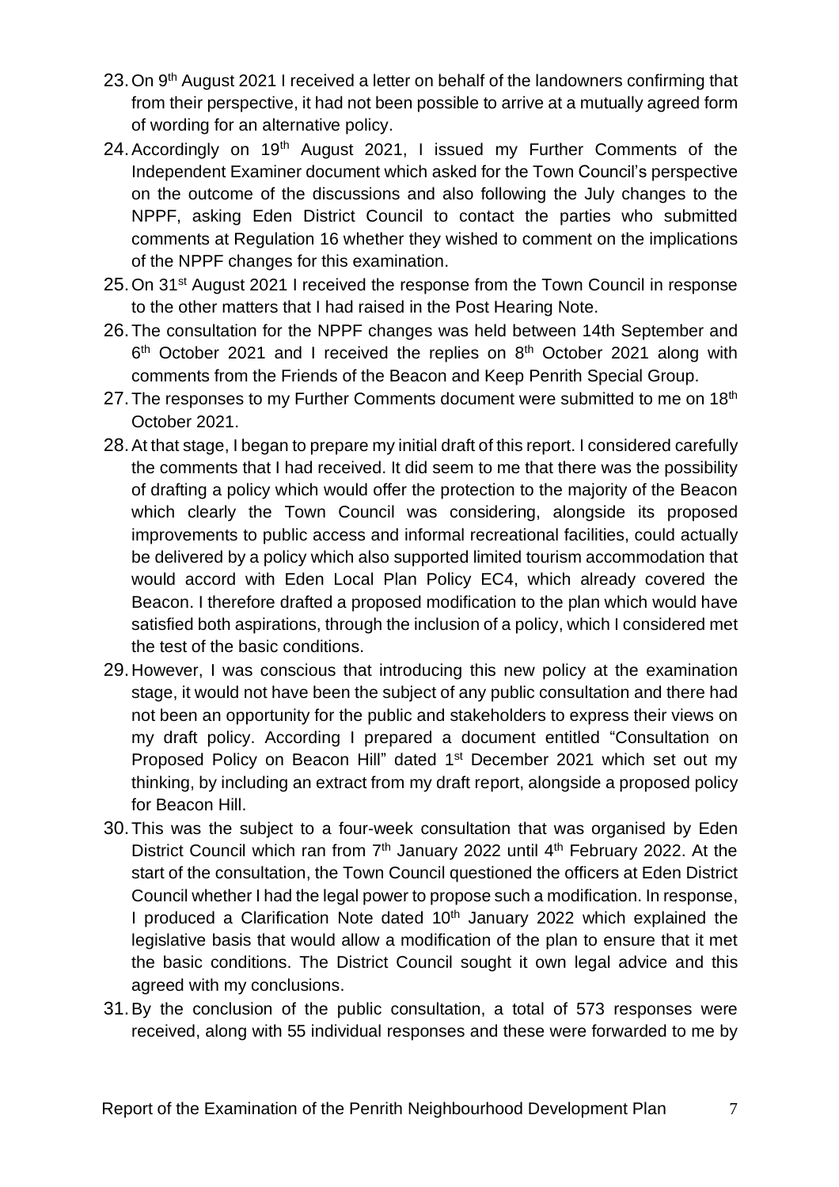23. On 9th August 2021 I received a letter on behalf of the landowners confirming that from their perspective, it had not been possible to arrive at a mutually agreed form of wording for an alternative policy.
24. Accordingly on 19th August 2021, I issued my Further Comments of the Independent Examiner document which asked for the Town Council's perspective on the outcome of the discussions and also following the July changes to the NPPF, asking Eden District Council to contact the parties who submitted comments at Regulation 16 whether they wished to comment on the implications of the NPPF changes for this examination.
25. On 31st August 2021 I received the response from the Town Council in response to the other matters that I had raised in the Post Hearing Note.
26. The consultation for the NPPF changes was held between 14th September and 6th October 2021 and I received the replies on 8th October 2021 along with comments from the Friends of the Beacon and Keep Penrith Special Group.
27. The responses to my Further Comments document were submitted to me on 18th October 2021.
28. At that stage, I began to prepare my initial draft of this report. I considered carefully the comments that I had received. It did seem to me that there was the possibility of drafting a policy which would offer the protection to the majority of the Beacon which clearly the Town Council was considering, alongside its proposed improvements to public access and informal recreational facilities, could actually be delivered by a policy which also supported limited tourism accommodation that would accord with Eden Local Plan Policy EC4, which already covered the Beacon. I therefore drafted a proposed modification to the plan which would have satisfied both aspirations, through the inclusion of a policy, which I considered met the test of the basic conditions.
29. However, I was conscious that introducing this new policy at the examination stage, it would not have been the subject of any public consultation and there had not been an opportunity for the public and stakeholders to express their views on my draft policy. According I prepared a document entitled "Consultation on Proposed Policy on Beacon Hill" dated 1st December 2021 which set out my thinking, by including an extract from my draft report, alongside a proposed policy for Beacon Hill.
30. This was the subject to a four-week consultation that was organised by Eden District Council which ran from 7th January 2022 until 4th February 2022. At the start of the consultation, the Town Council questioned the officers at Eden District Council whether I had the legal power to propose such a modification. In response, I produced a Clarification Note dated 10th January 2022 which explained the legislative basis that would allow a modification of the plan to ensure that it met the basic conditions. The District Council sought it own legal advice and this agreed with my conclusions.
31. By the conclusion of the public consultation, a total of 573 responses were received, along with 55 individual responses and these were forwarded to me by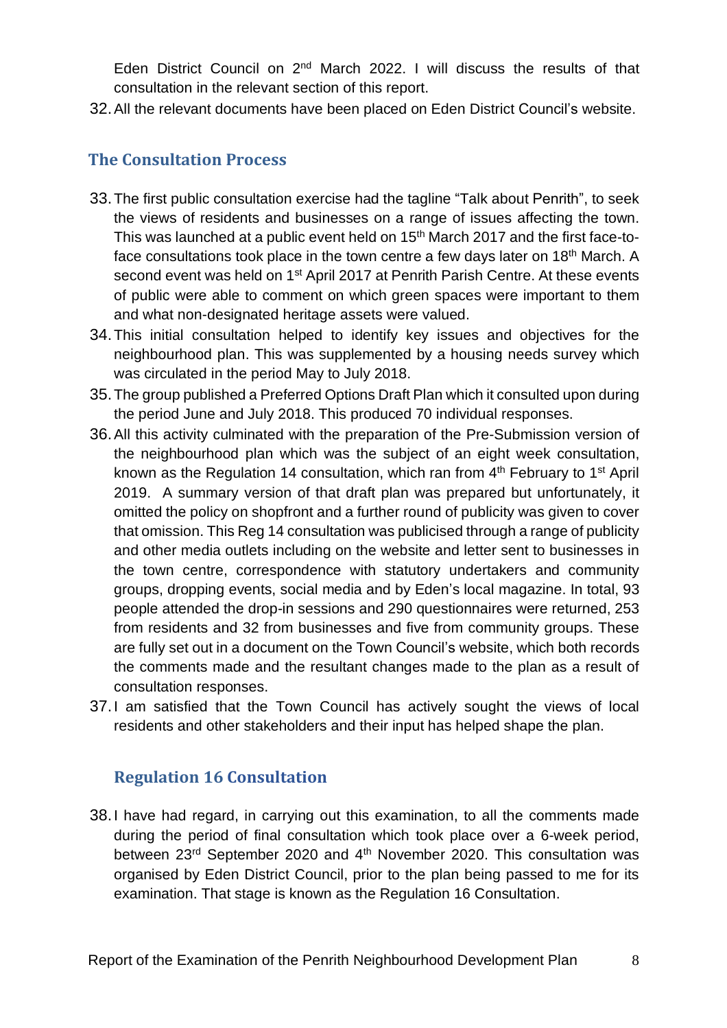Eden District Council on 2nd March 2022. I will discuss the results of that consultation in the relevant section of this report.

32. All the relevant documents have been placed on Eden District Council's website.

## The Consultation Process

33. The first public consultation exercise had the tagline "Talk about Penrith", to seek the views of residents and businesses on a range of issues affecting the town. This was launched at a public event held on 15th March 2017 and the first face-to-face consultations took place in the town centre a few days later on 18th March. A second event was held on 1st April 2017 at Penrith Parish Centre. At these events of public were able to comment on which green spaces were important to them and what non-designated heritage assets were valued.

34. This initial consultation helped to identify key issues and objectives for the neighbourhood plan. This was supplemented by a housing needs survey which was circulated in the period May to July 2018.

35. The group published a Preferred Options Draft Plan which it consulted upon during the period June and July 2018. This produced 70 individual responses.

36. All this activity culminated with the preparation of the Pre-Submission version of the neighbourhood plan which was the subject of an eight week consultation, known as the Regulation 14 consultation, which ran from 4th February to 1st April 2019. A summary version of that draft plan was prepared but unfortunately, it omitted the policy on shopfront and a further round of publicity was given to cover that omission. This Reg 14 consultation was publicised through a range of publicity and other media outlets including on the website and letter sent to businesses in the town centre, correspondence with statutory undertakers and community groups, dropping events, social media and by Eden's local magazine. In total, 93 people attended the drop-in sessions and 290 questionnaires were returned, 253 from residents and 32 from businesses and five from community groups. These are fully set out in a document on the Town Council's website, which both records the comments made and the resultant changes made to the plan as a result of consultation responses.

37. I am satisfied that the Town Council has actively sought the views of local residents and other stakeholders and their input has helped shape the plan.

### Regulation 16 Consultation

38. I have had regard, in carrying out this examination, to all the comments made during the period of final consultation which took place over a 6-week period, between 23rd September 2020 and 4th November 2020. This consultation was organised by Eden District Council, prior to the plan being passed to me for its examination. That stage is known as the Regulation 16 Consultation.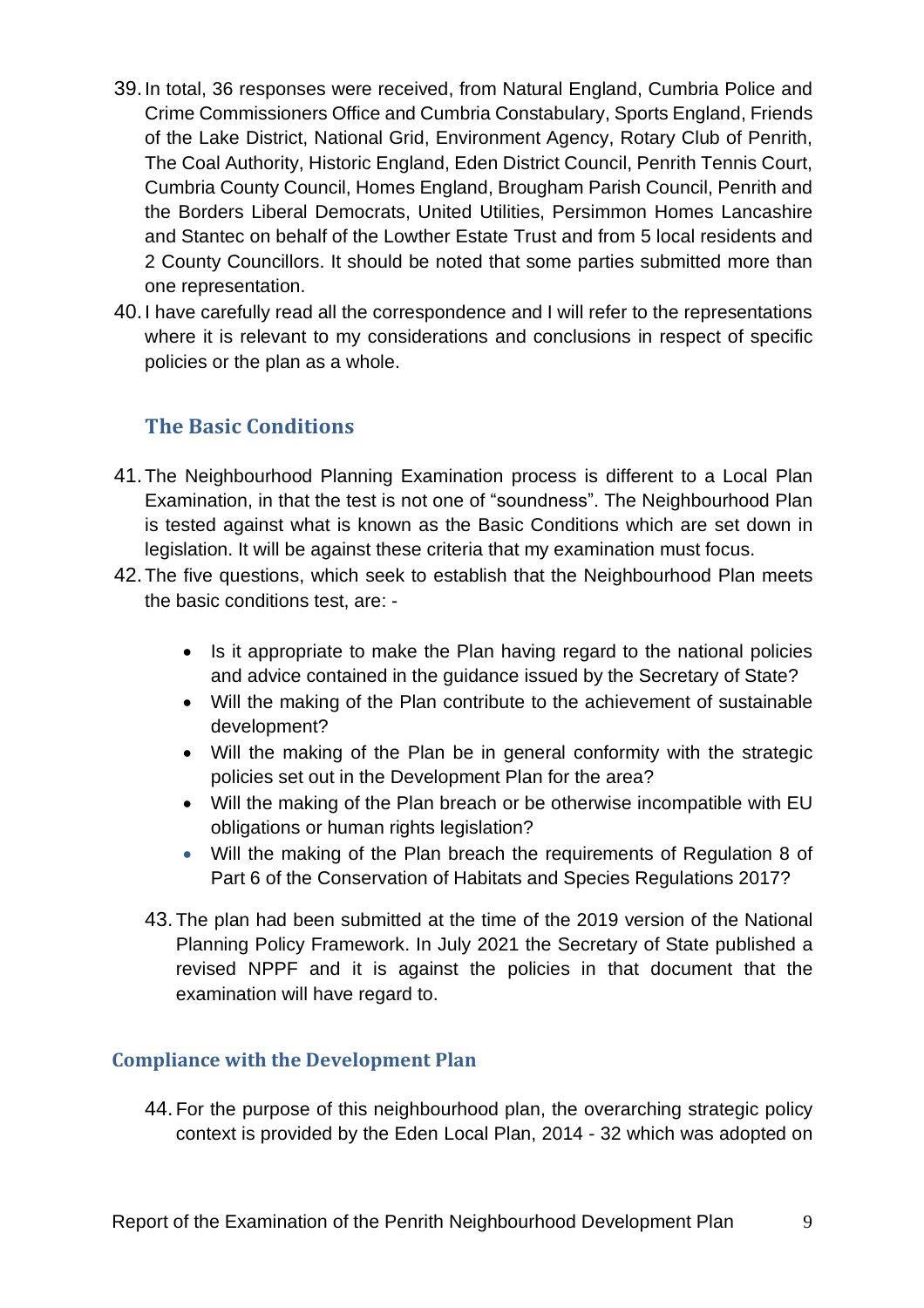39. In total, 36 responses were received, from Natural England, Cumbria Police and Crime Commissioners Office and Cumbria Constabulary, Sports England, Friends of the Lake District, National Grid, Environment Agency, Rotary Club of Penrith, The Coal Authority, Historic England, Eden District Council, Penrith Tennis Court, Cumbria County Council, Homes England, Brougham Parish Council, Penrith and the Borders Liberal Democrats, United Utilities, Persimmon Homes Lancashire and Stantec on behalf of the Lowther Estate Trust and from 5 local residents and 2 County Councillors. It should be noted that some parties submitted more than one representation.
40. I have carefully read all the correspondence and I will refer to the representations where it is relevant to my considerations and conclusions in respect of specific policies or the plan as a whole.

## The Basic Conditions

41. The Neighbourhood Planning Examination process is different to a Local Plan Examination, in that the test is not one of "soundness". The Neighbourhood Plan is tested against what is known as the Basic Conditions which are set down in legislation. It will be against these criteria that my examination must focus.
42. The five questions, which seek to establish that the Neighbourhood Plan meets the basic conditions test, are: -
    - Is it appropriate to make the Plan having regard to the national policies and advice contained in the guidance issued by the Secretary of State?
    - Will the making of the Plan contribute to the achievement of sustainable development?
    - Will the making of the Plan be in general conformity with the strategic policies set out in the Development Plan for the area?
    - Will the making of the Plan breach or be otherwise incompatible with EU obligations or human rights legislation?
    - Will the making of the Plan breach the requirements of Regulation 8 of Part 6 of the Conservation of Habitats and Species Regulations 2017?
43. The plan had been submitted at the time of the 2019 version of the National Planning Policy Framework. In July 2021 the Secretary of State published a revised NPPF and it is against the policies in that document that the examination will have regard to.

### Compliance with the Development Plan

44. For the purpose of this neighbourhood plan, the overarching strategic policy context is provided by the Eden Local Plan, 2014 - 32 which was adopted on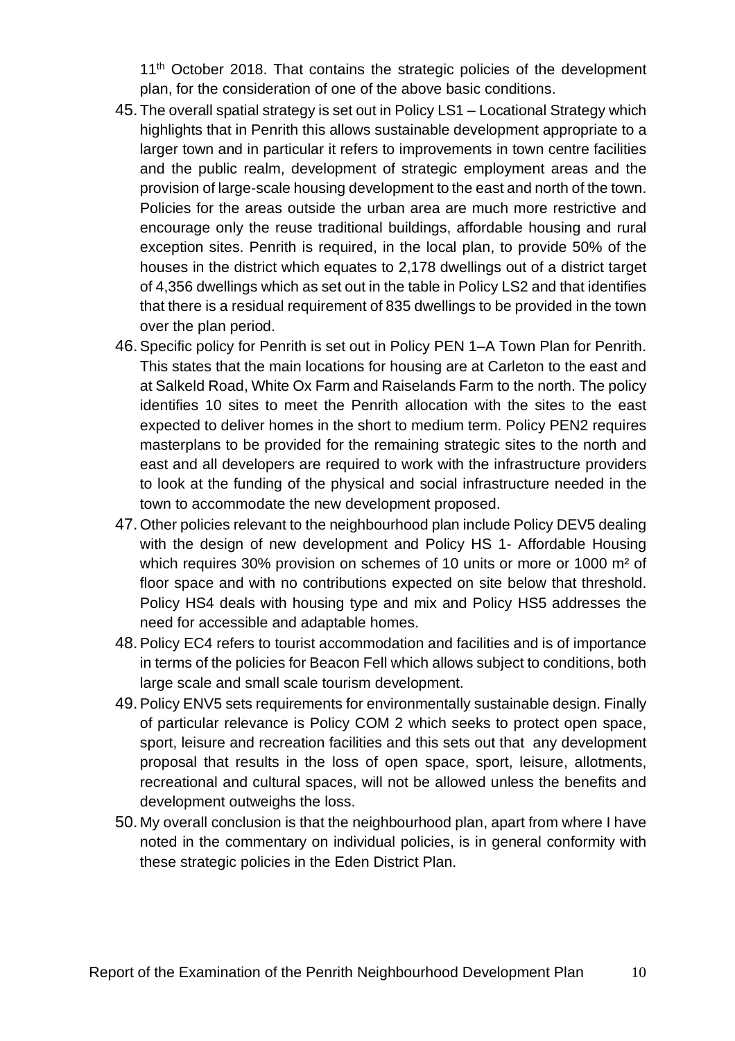11th October 2018. That contains the strategic policies of the development plan, for the consideration of one of the above basic conditions.

45. The overall spatial strategy is set out in Policy LS1 – Locational Strategy which highlights that in Penrith this allows sustainable development appropriate to a larger town and in particular it refers to improvements in town centre facilities and the public realm, development of strategic employment areas and the provision of large-scale housing development to the east and north of the town. Policies for the areas outside the urban area are much more restrictive and encourage only the reuse traditional buildings, affordable housing and rural exception sites. Penrith is required, in the local plan, to provide 50% of the houses in the district which equates to 2,178 dwellings out of a district target of 4,356 dwellings which as set out in the table in Policy LS2 and that identifies that there is a residual requirement of 835 dwellings to be provided in the town over the plan period.
46. Specific policy for Penrith is set out in Policy PEN 1–A Town Plan for Penrith. This states that the main locations for housing are at Carleton to the east and at Salkeld Road, White Ox Farm and Raiselands Farm to the north. The policy identifies 10 sites to meet the Penrith allocation with the sites to the east expected to deliver homes in the short to medium term. Policy PEN2 requires masterplans to be provided for the remaining strategic sites to the north and east and all developers are required to work with the infrastructure providers to look at the funding of the physical and social infrastructure needed in the town to accommodate the new development proposed.
47. Other policies relevant to the neighbourhood plan include Policy DEV5 dealing with the design of new development and Policy HS 1- Affordable Housing which requires 30% provision on schemes of 10 units or more or 1000 m² of floor space and with no contributions expected on site below that threshold. Policy HS4 deals with housing type and mix and Policy HS5 addresses the need for accessible and adaptable homes.
48. Policy EC4 refers to tourist accommodation and facilities and is of importance in terms of the policies for Beacon Fell which allows subject to conditions, both large scale and small scale tourism development.
49. Policy ENV5 sets requirements for environmentally sustainable design. Finally of particular relevance is Policy COM 2 which seeks to protect open space, sport, leisure and recreation facilities and this sets out that any development proposal that results in the loss of open space, sport, leisure, allotments, recreational and cultural spaces, will not be allowed unless the benefits and development outweighs the loss.
50. My overall conclusion is that the neighbourhood plan, apart from where I have noted in the commentary on individual policies, is in general conformity with these strategic policies in the Eden District Plan.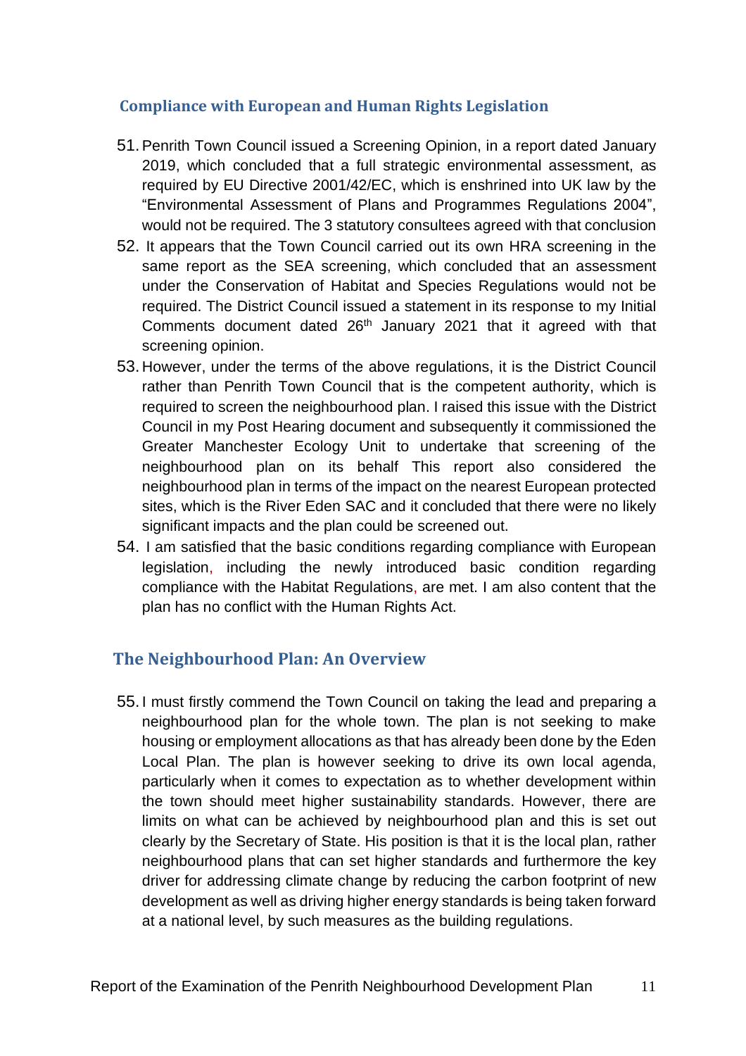## Compliance with European and Human Rights Legislation

51. Penrith Town Council issued a Screening Opinion, in a report dated January 2019, which concluded that a full strategic environmental assessment, as required by EU Directive 2001/42/EC, which is enshrined into UK law by the "Environmental Assessment of Plans and Programmes Regulations 2004", would not be required. The 3 statutory consultees agreed with that conclusion
52. It appears that the Town Council carried out its own HRA screening in the same report as the SEA screening, which concluded that an assessment under the Conservation of Habitat and Species Regulations would not be required. The District Council issued a statement in its response to my Initial Comments document dated 26th January 2021 that it agreed with that screening opinion.
53. However, under the terms of the above regulations, it is the District Council rather than Penrith Town Council that is the competent authority, which is required to screen the neighbourhood plan. I raised this issue with the District Council in my Post Hearing document and subsequently it commissioned the Greater Manchester Ecology Unit to undertake that screening of the neighbourhood plan on its behalf This report also considered the neighbourhood plan in terms of the impact on the nearest European protected sites, which is the River Eden SAC and it concluded that there were no likely significant impacts and the plan could be screened out.
54. I am satisfied that the basic conditions regarding compliance with European legislation, including the newly introduced basic condition regarding compliance with the Habitat Regulations, are met. I am also content that the plan has no conflict with the Human Rights Act.

## The Neighbourhood Plan: An Overview

55. I must firstly commend the Town Council on taking the lead and preparing a neighbourhood plan for the whole town. The plan is not seeking to make housing or employment allocations as that has already been done by the Eden Local Plan. The plan is however seeking to drive its own local agenda, particularly when it comes to expectation as to whether development within the town should meet higher sustainability standards. However, there are limits on what can be achieved by neighbourhood plan and this is set out clearly by the Secretary of State. His position is that it is the local plan, rather neighbourhood plans that can set higher standards and furthermore the key driver for addressing climate change by reducing the carbon footprint of new development as well as driving higher energy standards is being taken forward at a national level, by such measures as the building regulations.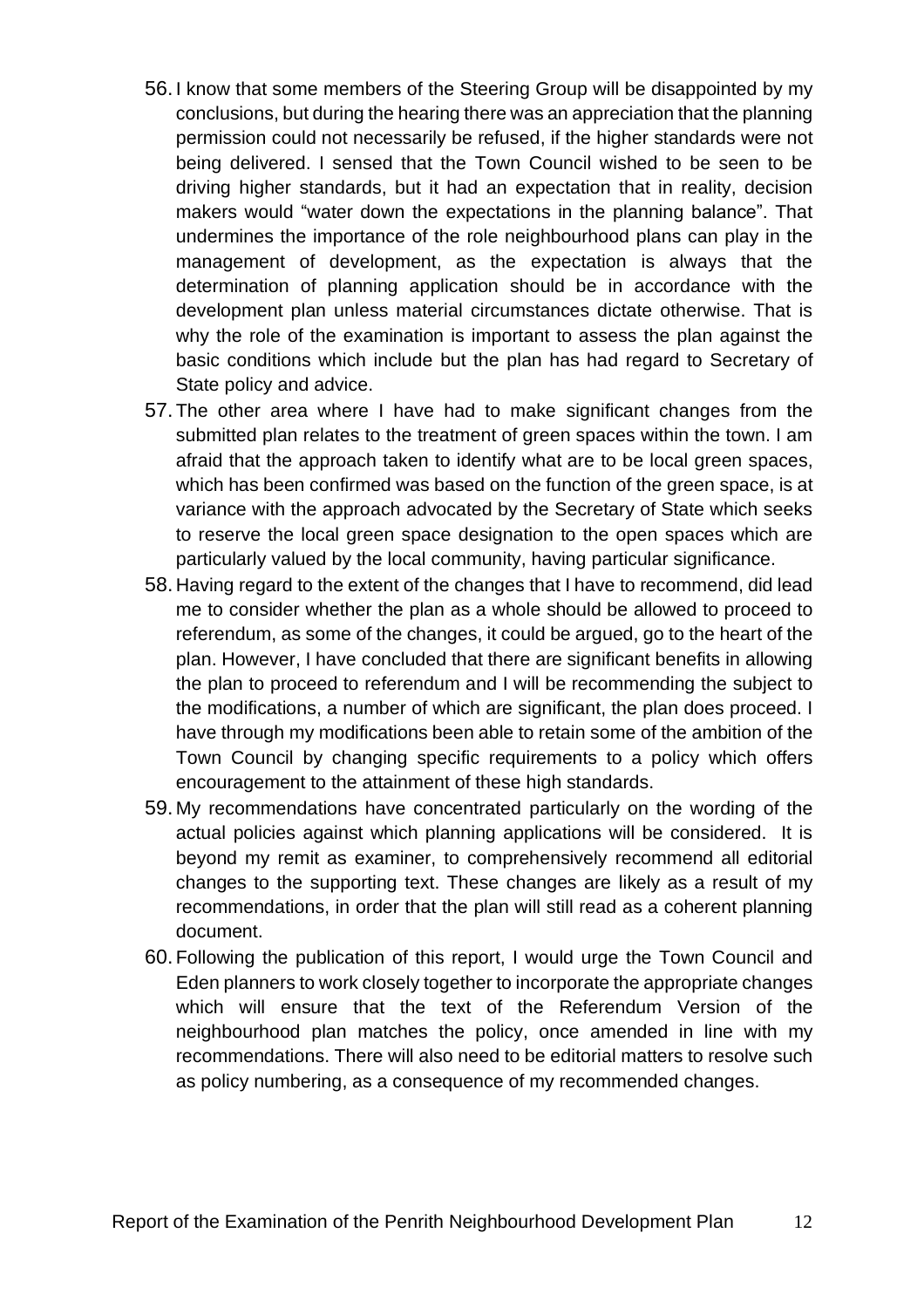56. I know that some members of the Steering Group will be disappointed by my conclusions, but during the hearing there was an appreciation that the planning permission could not necessarily be refused, if the higher standards were not being delivered. I sensed that the Town Council wished to be seen to be driving higher standards, but it had an expectation that in reality, decision makers would "water down the expectations in the planning balance". That undermines the importance of the role neighbourhood plans can play in the management of development, as the expectation is always that the determination of planning application should be in accordance with the development plan unless material circumstances dictate otherwise. That is why the role of the examination is important to assess the plan against the basic conditions which include but the plan has had regard to Secretary of State policy and advice.
57. The other area where I have had to make significant changes from the submitted plan relates to the treatment of green spaces within the town. I am afraid that the approach taken to identify what are to be local green spaces, which has been confirmed was based on the function of the green space, is at variance with the approach advocated by the Secretary of State which seeks to reserve the local green space designation to the open spaces which are particularly valued by the local community, having particular significance.
58. Having regard to the extent of the changes that I have to recommend, did lead me to consider whether the plan as a whole should be allowed to proceed to referendum, as some of the changes, it could be argued, go to the heart of the plan. However, I have concluded that there are significant benefits in allowing the plan to proceed to referendum and I will be recommending the subject to the modifications, a number of which are significant, the plan does proceed. I have through my modifications been able to retain some of the ambition of the Town Council by changing specific requirements to a policy which offers encouragement to the attainment of these high standards.
59. My recommendations have concentrated particularly on the wording of the actual policies against which planning applications will be considered. It is beyond my remit as examiner, to comprehensively recommend all editorial changes to the supporting text. These changes are likely as a result of my recommendations, in order that the plan will still read as a coherent planning document.
60. Following the publication of this report, I would urge the Town Council and Eden planners to work closely together to incorporate the appropriate changes which will ensure that the text of the Referendum Version of the neighbourhood plan matches the policy, once amended in line with my recommendations. There will also need to be editorial matters to resolve such as policy numbering, as a consequence of my recommended changes.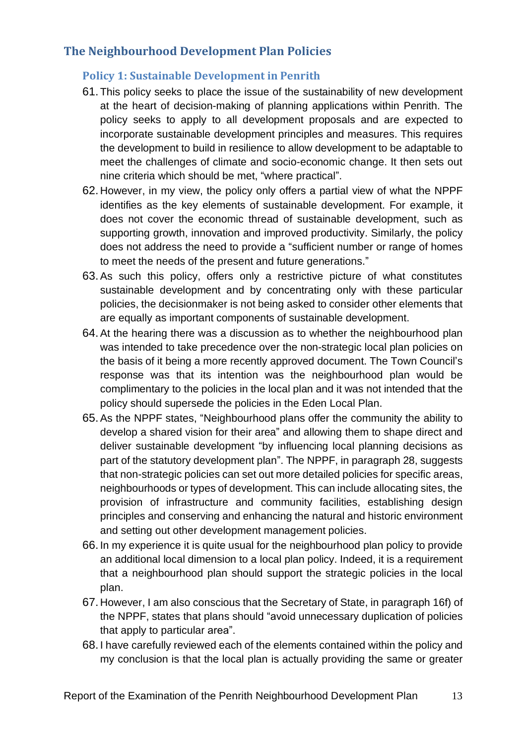## The Neighbourhood Development Plan Policies

### Policy 1: Sustainable Development in Penrith

61. This policy seeks to place the issue of the sustainability of new development at the heart of decision-making of planning applications within Penrith. The policy seeks to apply to all development proposals and are expected to incorporate sustainable development principles and measures. This requires the development to build in resilience to allow development to be adaptable to meet the challenges of climate and socio-economic change. It then sets out nine criteria which should be met, "where practical".
62. However, in my view, the policy only offers a partial view of what the NPPF identifies as the key elements of sustainable development. For example, it does not cover the economic thread of sustainable development, such as supporting growth, innovation and improved productivity. Similarly, the policy does not address the need to provide a "sufficient number or range of homes to meet the needs of the present and future generations."
63. As such this policy, offers only a restrictive picture of what constitutes sustainable development and by concentrating only with these particular policies, the decisionmaker is not being asked to consider other elements that are equally as important components of sustainable development.
64. At the hearing there was a discussion as to whether the neighbourhood plan was intended to take precedence over the non-strategic local plan policies on the basis of it being a more recently approved document. The Town Council's response was that its intention was the neighbourhood plan would be complimentary to the policies in the local plan and it was not intended that the policy should supersede the policies in the Eden Local Plan.
65. As the NPPF states, "Neighbourhood plans offer the community the ability to develop a shared vision for their area" and allowing them to shape direct and deliver sustainable development "by influencing local planning decisions as part of the statutory development plan". The NPPF, in paragraph 28, suggests that non-strategic policies can set out more detailed policies for specific areas, neighbourhoods or types of development. This can include allocating sites, the provision of infrastructure and community facilities, establishing design principles and conserving and enhancing the natural and historic environment and setting out other development management policies.
66. In my experience it is quite usual for the neighbourhood plan policy to provide an additional local dimension to a local plan policy. Indeed, it is a requirement that a neighbourhood plan should support the strategic policies in the local plan.
67. However, I am also conscious that the Secretary of State, in paragraph 16f) of the NPPF, states that plans should "avoid unnecessary duplication of policies that apply to particular area".
68. I have carefully reviewed each of the elements contained within the policy and my conclusion is that the local plan is actually providing the same or greater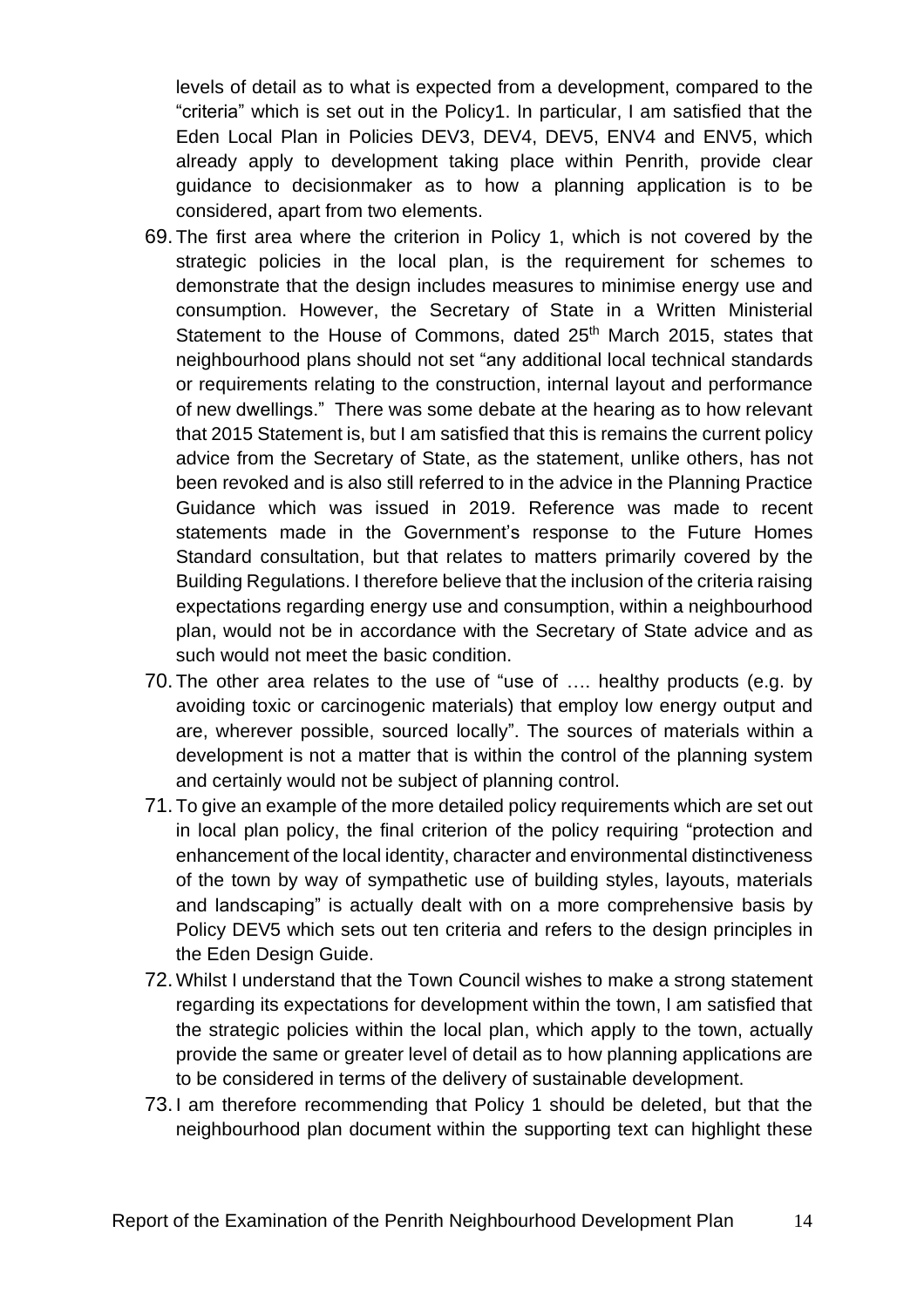levels of detail as to what is expected from a development, compared to the "criteria" which is set out in the Policy1. In particular, I am satisfied that the Eden Local Plan in Policies DEV3, DEV4, DEV5, ENV4 and ENV5, which already apply to development taking place within Penrith, provide clear guidance to decisionmaker as to how a planning application is to be considered, apart from two elements.

69. The first area where the criterion in Policy 1, which is not covered by the strategic policies in the local plan, is the requirement for schemes to demonstrate that the design includes measures to minimise energy use and consumption. However, the Secretary of State in a Written Ministerial Statement to the House of Commons, dated 25th March 2015, states that neighbourhood plans should not set "any additional local technical standards or requirements relating to the construction, internal layout and performance of new dwellings." There was some debate at the hearing as to how relevant that 2015 Statement is, but I am satisfied that this is remains the current policy advice from the Secretary of State, as the statement, unlike others, has not been revoked and is also still referred to in the advice in the Planning Practice Guidance which was issued in 2019. Reference was made to recent statements made in the Government's response to the Future Homes Standard consultation, but that relates to matters primarily covered by the Building Regulations. I therefore believe that the inclusion of the criteria raising expectations regarding energy use and consumption, within a neighbourhood plan, would not be in accordance with the Secretary of State advice and as such would not meet the basic condition.
70. The other area relates to the use of "use of …. healthy products (e.g. by avoiding toxic or carcinogenic materials) that employ low energy output and are, wherever possible, sourced locally". The sources of materials within a development is not a matter that is within the control of the planning system and certainly would not be subject of planning control.
71. To give an example of the more detailed policy requirements which are set out in local plan policy, the final criterion of the policy requiring "protection and enhancement of the local identity, character and environmental distinctiveness of the town by way of sympathetic use of building styles, layouts, materials and landscaping" is actually dealt with on a more comprehensive basis by Policy DEV5 which sets out ten criteria and refers to the design principles in the Eden Design Guide.
72. Whilst I understand that the Town Council wishes to make a strong statement regarding its expectations for development within the town, I am satisfied that the strategic policies within the local plan, which apply to the town, actually provide the same or greater level of detail as to how planning applications are to be considered in terms of the delivery of sustainable development.
73. I am therefore recommending that Policy 1 should be deleted, but that the neighbourhood plan document within the supporting text can highlight these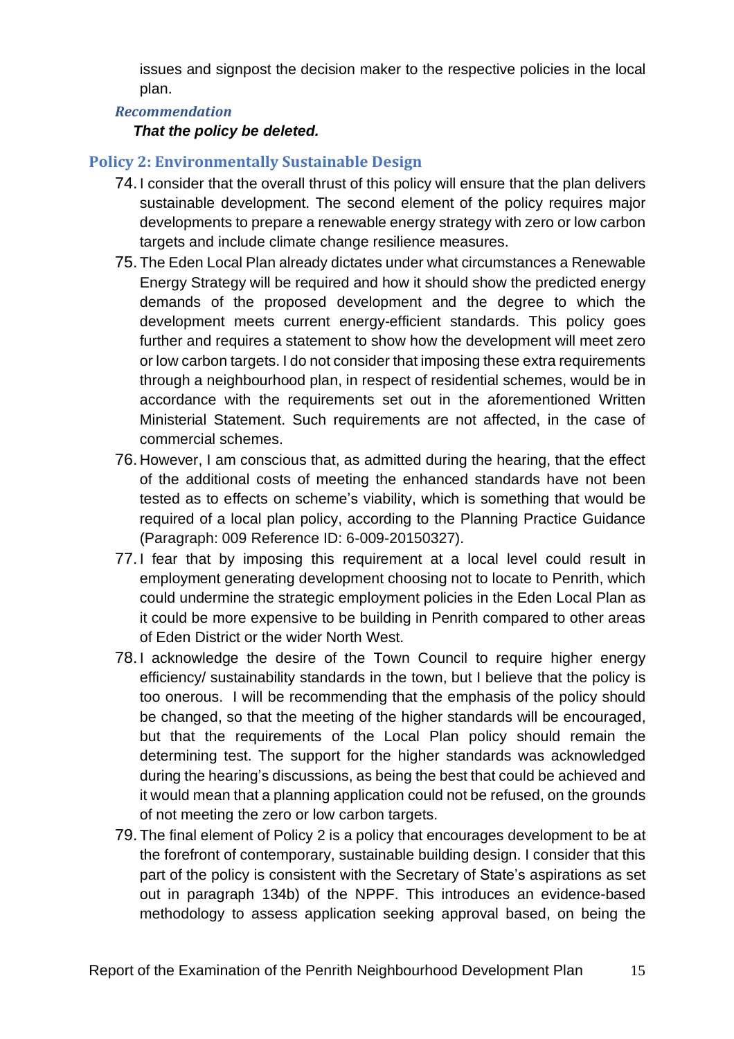issues and signpost the decision maker to the respective policies in the local plan.

*Recommendation*

***That the policy be deleted.***

### Policy 2: Environmentally Sustainable Design

74. I consider that the overall thrust of this policy will ensure that the plan delivers sustainable development. The second element of the policy requires major developments to prepare a renewable energy strategy with zero or low carbon targets and include climate change resilience measures.
75. The Eden Local Plan already dictates under what circumstances a Renewable Energy Strategy will be required and how it should show the predicted energy demands of the proposed development and the degree to which the development meets current energy-efficient standards. This policy goes further and requires a statement to show how the development will meet zero or low carbon targets. I do not consider that imposing these extra requirements through a neighbourhood plan, in respect of residential schemes, would be in accordance with the requirements set out in the aforementioned Written Ministerial Statement. Such requirements are not affected, in the case of commercial schemes.
76. However, I am conscious that, as admitted during the hearing, that the effect of the additional costs of meeting the enhanced standards have not been tested as to effects on scheme's viability, which is something that would be required of a local plan policy, according to the Planning Practice Guidance (Paragraph: 009 Reference ID: 6-009-20150327).
77. I fear that by imposing this requirement at a local level could result in employment generating development choosing not to locate to Penrith, which could undermine the strategic employment policies in the Eden Local Plan as it could be more expensive to be building in Penrith compared to other areas of Eden District or the wider North West.
78. I acknowledge the desire of the Town Council to require higher energy efficiency/ sustainability standards in the town, but I believe that the policy is too onerous. I will be recommending that the emphasis of the policy should be changed, so that the meeting of the higher standards will be encouraged, but that the requirements of the Local Plan policy should remain the determining test. The support for the higher standards was acknowledged during the hearing's discussions, as being the best that could be achieved and it would mean that a planning application could not be refused, on the grounds of not meeting the zero or low carbon targets.
79. The final element of Policy 2 is a policy that encourages development to be at the forefront of contemporary, sustainable building design. I consider that this part of the policy is consistent with the Secretary of State's aspirations as set out in paragraph 134b) of the NPPF. This introduces an evidence-based methodology to assess application seeking approval based, on being the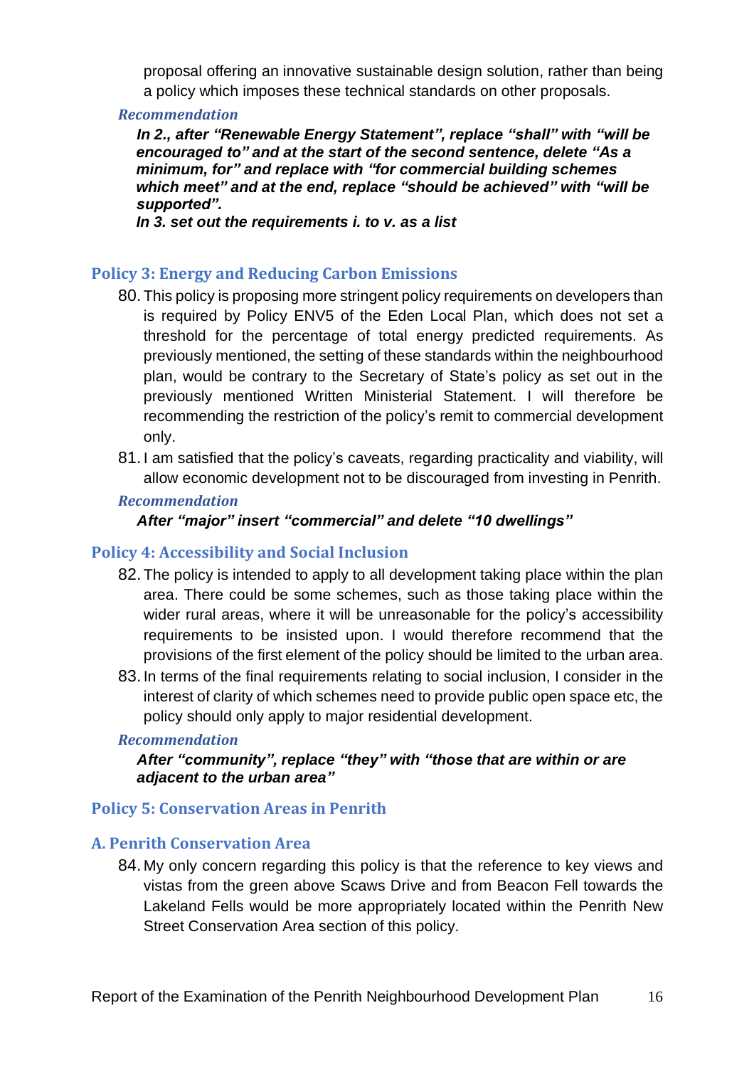proposal offering an innovative sustainable design solution, rather than being a policy which imposes these technical standards on other proposals.

*Recommendation*

***In 2., after "Renewable Energy Statement", replace "shall" with "will be encouraged to" and at the start of the second sentence, delete "As a minimum, for" and replace with "for commercial building schemes which meet" and at the end, replace "should be achieved" with "will be supported".***
***In 3. set out the requirements i. to v. as a list***

## Policy 3: Energy and Reducing Carbon Emissions

80. This policy is proposing more stringent policy requirements on developers than is required by Policy ENV5 of the Eden Local Plan, which does not set a threshold for the percentage of total energy predicted requirements. As previously mentioned, the setting of these standards within the neighbourhood plan, would be contrary to the Secretary of State's policy as set out in the previously mentioned Written Ministerial Statement. I will therefore be recommending the restriction of the policy's remit to commercial development only.
81. I am satisfied that the policy's caveats, regarding practicality and viability, will allow economic development not to be discouraged from investing in Penrith.

*Recommendation*

***After "major" insert "commercial" and delete "10 dwellings"***

## Policy 4: Accessibility and Social Inclusion

82. The policy is intended to apply to all development taking place within the plan area. There could be some schemes, such as those taking place within the wider rural areas, where it will be unreasonable for the policy's accessibility requirements to be insisted upon. I would therefore recommend that the provisions of the first element of the policy should be limited to the urban area.
83. In terms of the final requirements relating to social inclusion, I consider in the interest of clarity of which schemes need to provide public open space etc, the policy should only apply to major residential development.

*Recommendation*

***After "community", replace "they" with "those that are within or are adjacent to the urban area"***

## Policy 5: Conservation Areas in Penrith

### A. Penrith Conservation Area

84. My only concern regarding this policy is that the reference to key views and vistas from the green above Scaws Drive and from Beacon Fell towards the Lakeland Fells would be more appropriately located within the Penrith New Street Conservation Area section of this policy.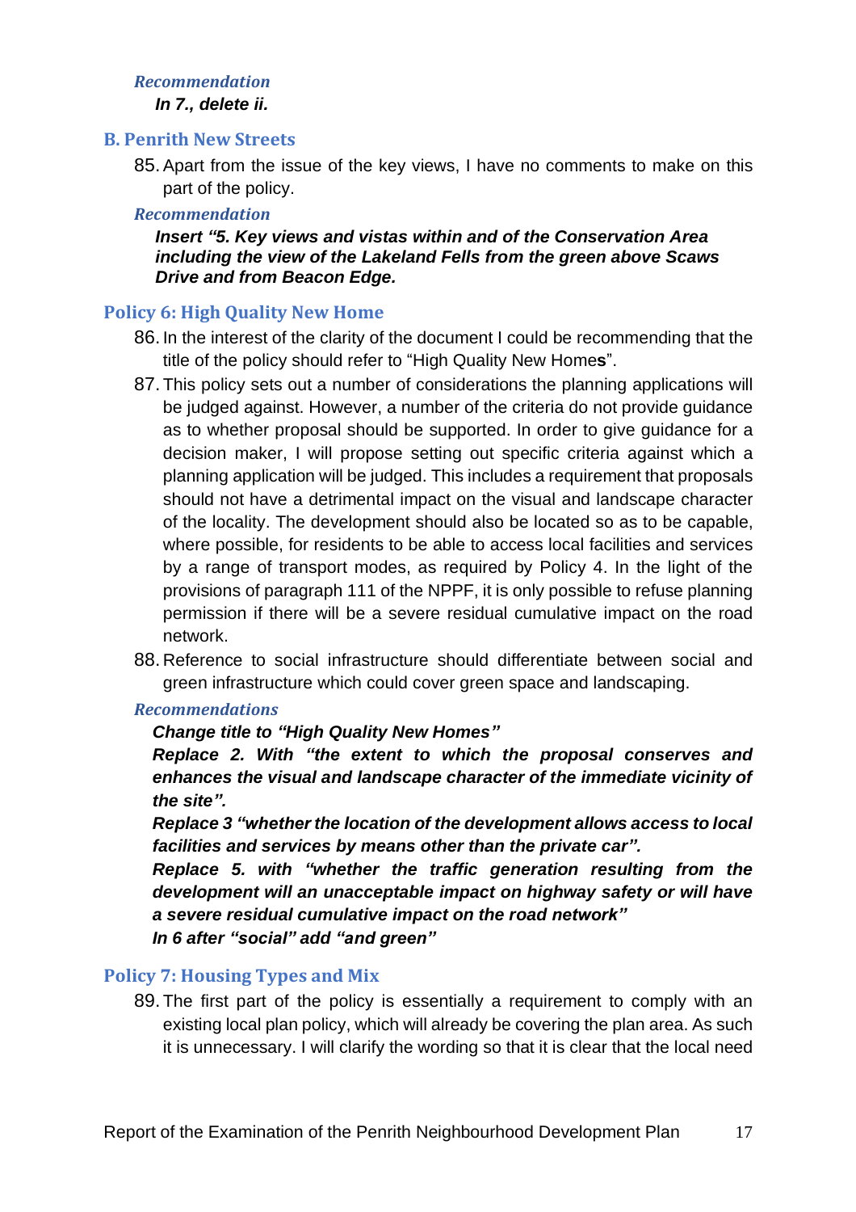*Recommendation*

***In 7., delete ii.***

## B. Penrith New Streets

85. Apart from the issue of the key views, I have no comments to make on this part of the policy.

*Recommendation*

***Insert "5. Key views and vistas within and of the Conservation Area including the view of the Lakeland Fells from the green above Scaws Drive and from Beacon Edge.***

## Policy 6: High Quality New Home

86. In the interest of the clarity of the document I could be recommending that the title of the policy should refer to "High Quality New Home**s**".

87. This policy sets out a number of considerations the planning applications will be judged against. However, a number of the criteria do not provide guidance as to whether proposal should be supported. In order to give guidance for a decision maker, I will propose setting out specific criteria against which a planning application will be judged. This includes a requirement that proposals should not have a detrimental impact on the visual and landscape character of the locality. The development should also be located so as to be capable, where possible, for residents to be able to access local facilities and services by a range of transport modes, as required by Policy 4. In the light of the provisions of paragraph 111 of the NPPF, it is only possible to refuse planning permission if there will be a severe residual cumulative impact on the road network.

88. Reference to social infrastructure should differentiate between social and green infrastructure which could cover green space and landscaping.

*Recommendations*

***Change title to "High Quality New Homes"***

***Replace 2. With "the extent to which the proposal conserves and enhances the visual and landscape character of the immediate vicinity of the site".***

***Replace 3 "whether the location of the development allows access to local facilities and services by means other than the private car".***

***Replace 5. with "whether the traffic generation resulting from the development will an unacceptable impact on highway safety or will have a severe residual cumulative impact on the road network"***

***In 6 after "social" add "and green"***

## Policy 7: Housing Types and Mix

89. The first part of the policy is essentially a requirement to comply with an existing local plan policy, which will already be covering the plan area. As such it is unnecessary. I will clarify the wording so that it is clear that the local need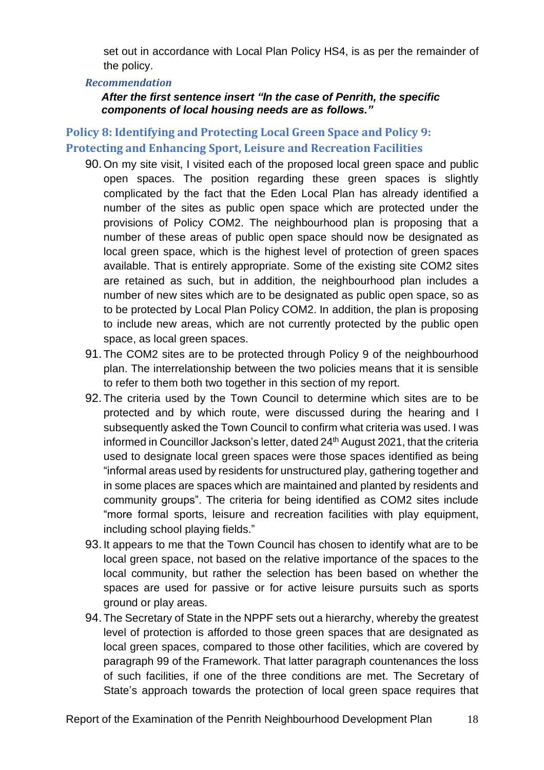set out in accordance with Local Plan Policy HS4, is as per the remainder of the policy.

*Recommendation*

***After the first sentence insert "In the case of Penrith, the specific components of local housing needs are as follows."***

## Policy 8: Identifying and Protecting Local Green Space and Policy 9: Protecting and Enhancing Sport, Leisure and Recreation Facilities

90. On my site visit, I visited each of the proposed local green space and public open spaces. The position regarding these green spaces is slightly complicated by the fact that the Eden Local Plan has already identified a number of the sites as public open space which are protected under the provisions of Policy COM2. The neighbourhood plan is proposing that a number of these areas of public open space should now be designated as local green space, which is the highest level of protection of green spaces available. That is entirely appropriate. Some of the existing site COM2 sites are retained as such, but in addition, the neighbourhood plan includes a number of new sites which are to be designated as public open space, so as to be protected by Local Plan Policy COM2. In addition, the plan is proposing to include new areas, which are not currently protected by the public open space, as local green spaces.
91. The COM2 sites are to be protected through Policy 9 of the neighbourhood plan. The interrelationship between the two policies means that it is sensible to refer to them both two together in this section of my report.
92. The criteria used by the Town Council to determine which sites are to be protected and by which route, were discussed during the hearing and I subsequently asked the Town Council to confirm what criteria was used. I was informed in Councillor Jackson's letter, dated 24th August 2021, that the criteria used to designate local green spaces were those spaces identified as being "informal areas used by residents for unstructured play, gathering together and in some places are spaces which are maintained and planted by residents and community groups". The criteria for being identified as COM2 sites include "more formal sports, leisure and recreation facilities with play equipment, including school playing fields."
93. It appears to me that the Town Council has chosen to identify what are to be local green space, not based on the relative importance of the spaces to the local community, but rather the selection has been based on whether the spaces are used for passive or for active leisure pursuits such as sports ground or play areas.
94. The Secretary of State in the NPPF sets out a hierarchy, whereby the greatest level of protection is afforded to those green spaces that are designated as local green spaces, compared to those other facilities, which are covered by paragraph 99 of the Framework. That latter paragraph countenances the loss of such facilities, if one of the three conditions are met. The Secretary of State's approach towards the protection of local green space requires that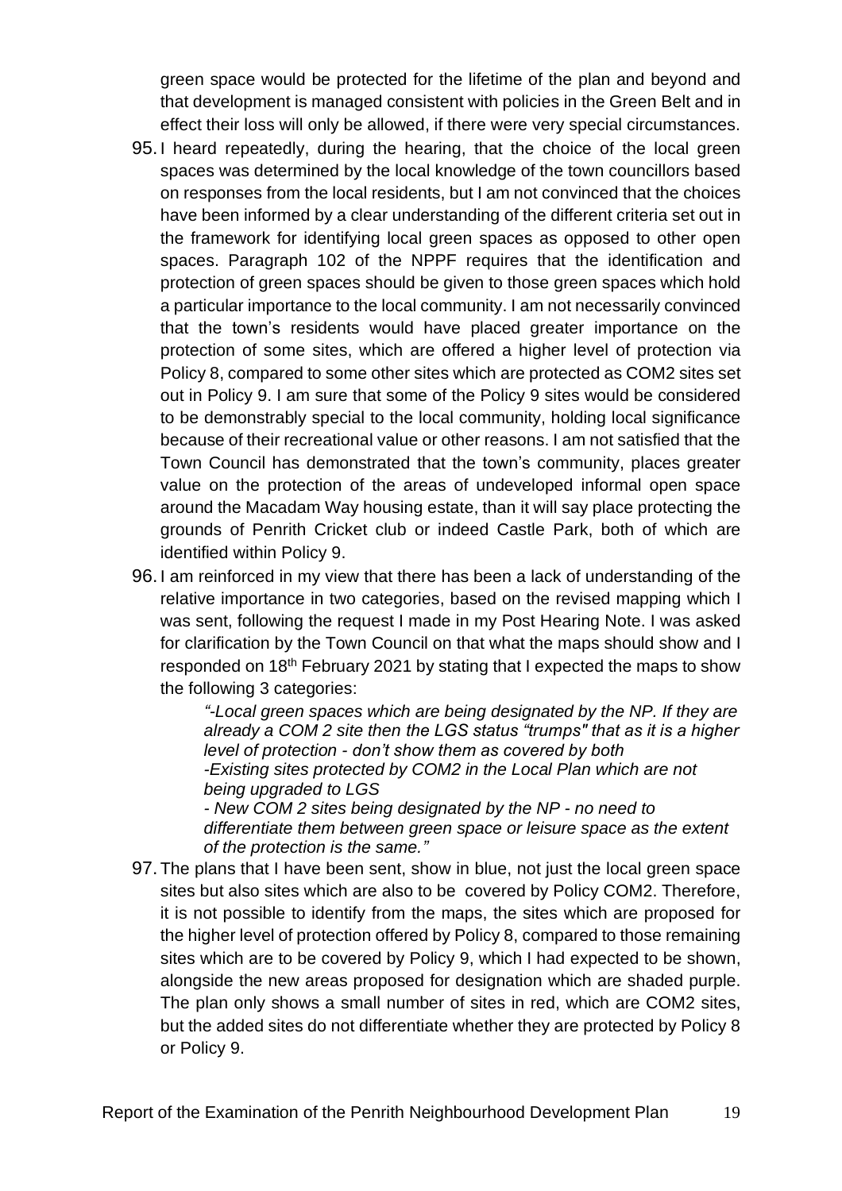green space would be protected for the lifetime of the plan and beyond and that development is managed consistent with policies in the Green Belt and in effect their loss will only be allowed, if there were very special circumstances.

95. I heard repeatedly, during the hearing, that the choice of the local green spaces was determined by the local knowledge of the town councillors based on responses from the local residents, but I am not convinced that the choices have been informed by a clear understanding of the different criteria set out in the framework for identifying local green spaces as opposed to other open spaces. Paragraph 102 of the NPPF requires that the identification and protection of green spaces should be given to those green spaces which hold a particular importance to the local community. I am not necessarily convinced that the town's residents would have placed greater importance on the protection of some sites, which are offered a higher level of protection via Policy 8, compared to some other sites which are protected as COM2 sites set out in Policy 9. I am sure that some of the Policy 9 sites would be considered to be demonstrably special to the local community, holding local significance because of their recreational value or other reasons. I am not satisfied that the Town Council has demonstrated that the town's community, places greater value on the protection of the areas of undeveloped informal open space around the Macadam Way housing estate, than it will say place protecting the grounds of Penrith Cricket club or indeed Castle Park, both of which are identified within Policy 9.

96. I am reinforced in my view that there has been a lack of understanding of the relative importance in two categories, based on the revised mapping which I was sent, following the request I made in my Post Hearing Note. I was asked for clarification by the Town Council on that what the maps should show and I responded on 18th February 2021 by stating that I expected the maps to show the following 3 categories:

    *"-Local green spaces which are being designated by the NP. If they are already a COM 2 site then the LGS status "trumps" that as it is a higher level of protection - don't show them as covered by both*
    *-Existing sites protected by COM2 in the Local Plan which are not being upgraded to LGS*
    *- New COM 2 sites being designated by the NP - no need to differentiate them between green space or leisure space as the extent of the protection is the same."*

97. The plans that I have been sent, show in blue, not just the local green space sites but also sites which are also to be covered by Policy COM2. Therefore, it is not possible to identify from the maps, the sites which are proposed for the higher level of protection offered by Policy 8, compared to those remaining sites which are to be covered by Policy 9, which I had expected to be shown, alongside the new areas proposed for designation which are shaded purple. The plan only shows a small number of sites in red, which are COM2 sites, but the added sites do not differentiate whether they are protected by Policy 8 or Policy 9.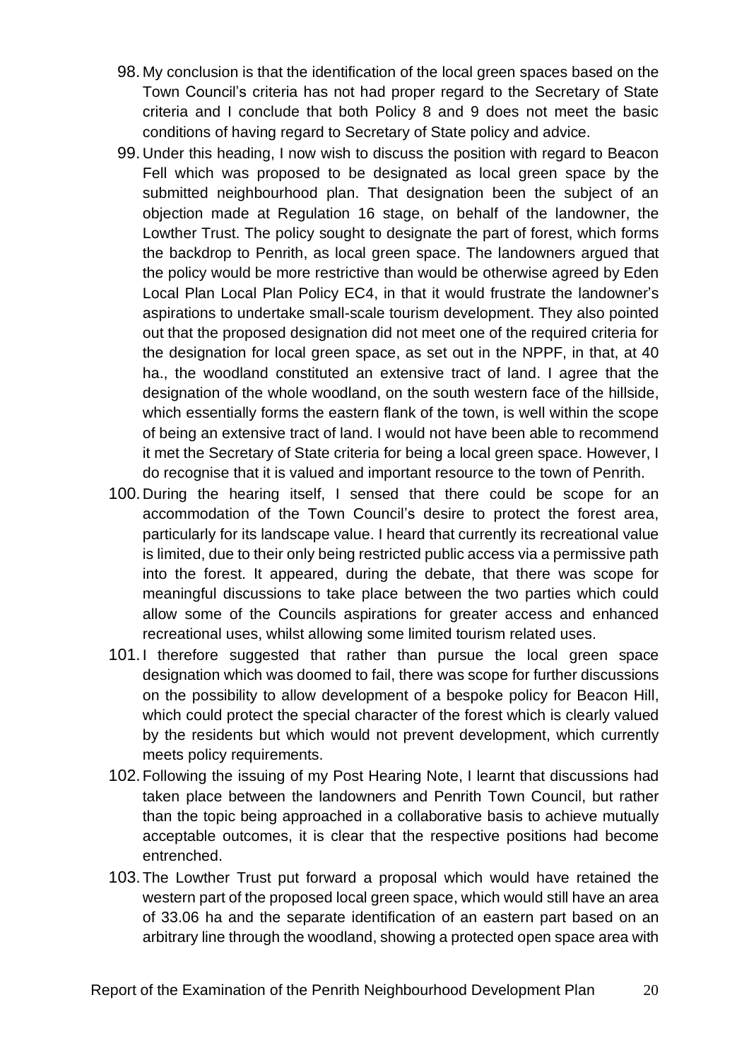98. My conclusion is that the identification of the local green spaces based on the Town Council's criteria has not had proper regard to the Secretary of State criteria and I conclude that both Policy 8 and 9 does not meet the basic conditions of having regard to Secretary of State policy and advice.

99. Under this heading, I now wish to discuss the position with regard to Beacon Fell which was proposed to be designated as local green space by the submitted neighbourhood plan. That designation been the subject of an objection made at Regulation 16 stage, on behalf of the landowner, the Lowther Trust. The policy sought to designate the part of forest, which forms the backdrop to Penrith, as local green space. The landowners argued that the policy would be more restrictive than would be otherwise agreed by Eden Local Plan Local Plan Policy EC4, in that it would frustrate the landowner's aspirations to undertake small-scale tourism development. They also pointed out that the proposed designation did not meet one of the required criteria for the designation for local green space, as set out in the NPPF, in that, at 40 ha., the woodland constituted an extensive tract of land. I agree that the designation of the whole woodland, on the south western face of the hillside, which essentially forms the eastern flank of the town, is well within the scope of being an extensive tract of land. I would not have been able to recommend it met the Secretary of State criteria for being a local green space. However, I do recognise that it is valued and important resource to the town of Penrith.

100. During the hearing itself, I sensed that there could be scope for an accommodation of the Town Council's desire to protect the forest area, particularly for its landscape value. I heard that currently its recreational value is limited, due to their only being restricted public access via a permissive path into the forest. It appeared, during the debate, that there was scope for meaningful discussions to take place between the two parties which could allow some of the Councils aspirations for greater access and enhanced recreational uses, whilst allowing some limited tourism related uses.

101. I therefore suggested that rather than pursue the local green space designation which was doomed to fail, there was scope for further discussions on the possibility to allow development of a bespoke policy for Beacon Hill, which could protect the special character of the forest which is clearly valued by the residents but which would not prevent development, which currently meets policy requirements.

102. Following the issuing of my Post Hearing Note, I learnt that discussions had taken place between the landowners and Penrith Town Council, but rather than the topic being approached in a collaborative basis to achieve mutually acceptable outcomes, it is clear that the respective positions had become entrenched.

103. The Lowther Trust put forward a proposal which would have retained the western part of the proposed local green space, which would still have an area of 33.06 ha and the separate identification of an eastern part based on an arbitrary line through the woodland, showing a protected open space area with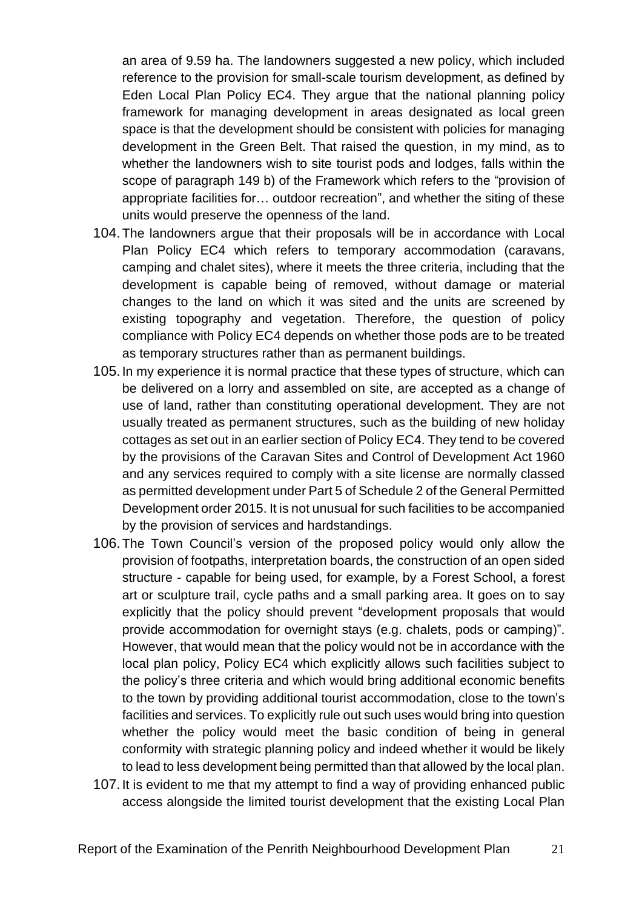an area of 9.59 ha. The landowners suggested a new policy, which included reference to the provision for small-scale tourism development, as defined by Eden Local Plan Policy EC4. They argue that the national planning policy framework for managing development in areas designated as local green space is that the development should be consistent with policies for managing development in the Green Belt. That raised the question, in my mind, as to whether the landowners wish to site tourist pods and lodges, falls within the scope of paragraph 149 b) of the Framework which refers to the "provision of appropriate facilities for… outdoor recreation", and whether the siting of these units would preserve the openness of the land.

104. The landowners argue that their proposals will be in accordance with Local Plan Policy EC4 which refers to temporary accommodation (caravans, camping and chalet sites), where it meets the three criteria, including that the development is capable being of removed, without damage or material changes to the land on which it was sited and the units are screened by existing topography and vegetation. Therefore, the question of policy compliance with Policy EC4 depends on whether those pods are to be treated as temporary structures rather than as permanent buildings.

105. In my experience it is normal practice that these types of structure, which can be delivered on a lorry and assembled on site, are accepted as a change of use of land, rather than constituting operational development. They are not usually treated as permanent structures, such as the building of new holiday cottages as set out in an earlier section of Policy EC4. They tend to be covered by the provisions of the Caravan Sites and Control of Development Act 1960 and any services required to comply with a site license are normally classed as permitted development under Part 5 of Schedule 2 of the General Permitted Development order 2015. It is not unusual for such facilities to be accompanied by the provision of services and hardstandings.

106. The Town Council's version of the proposed policy would only allow the provision of footpaths, interpretation boards, the construction of an open sided structure - capable for being used, for example, by a Forest School, a forest art or sculpture trail, cycle paths and a small parking area. It goes on to say explicitly that the policy should prevent "development proposals that would provide accommodation for overnight stays (e.g. chalets, pods or camping)". However, that would mean that the policy would not be in accordance with the local plan policy, Policy EC4 which explicitly allows such facilities subject to the policy's three criteria and which would bring additional economic benefits to the town by providing additional tourist accommodation, close to the town's facilities and services. To explicitly rule out such uses would bring into question whether the policy would meet the basic condition of being in general conformity with strategic planning policy and indeed whether it would be likely to lead to less development being permitted than that allowed by the local plan.

107. It is evident to me that my attempt to find a way of providing enhanced public access alongside the limited tourist development that the existing Local Plan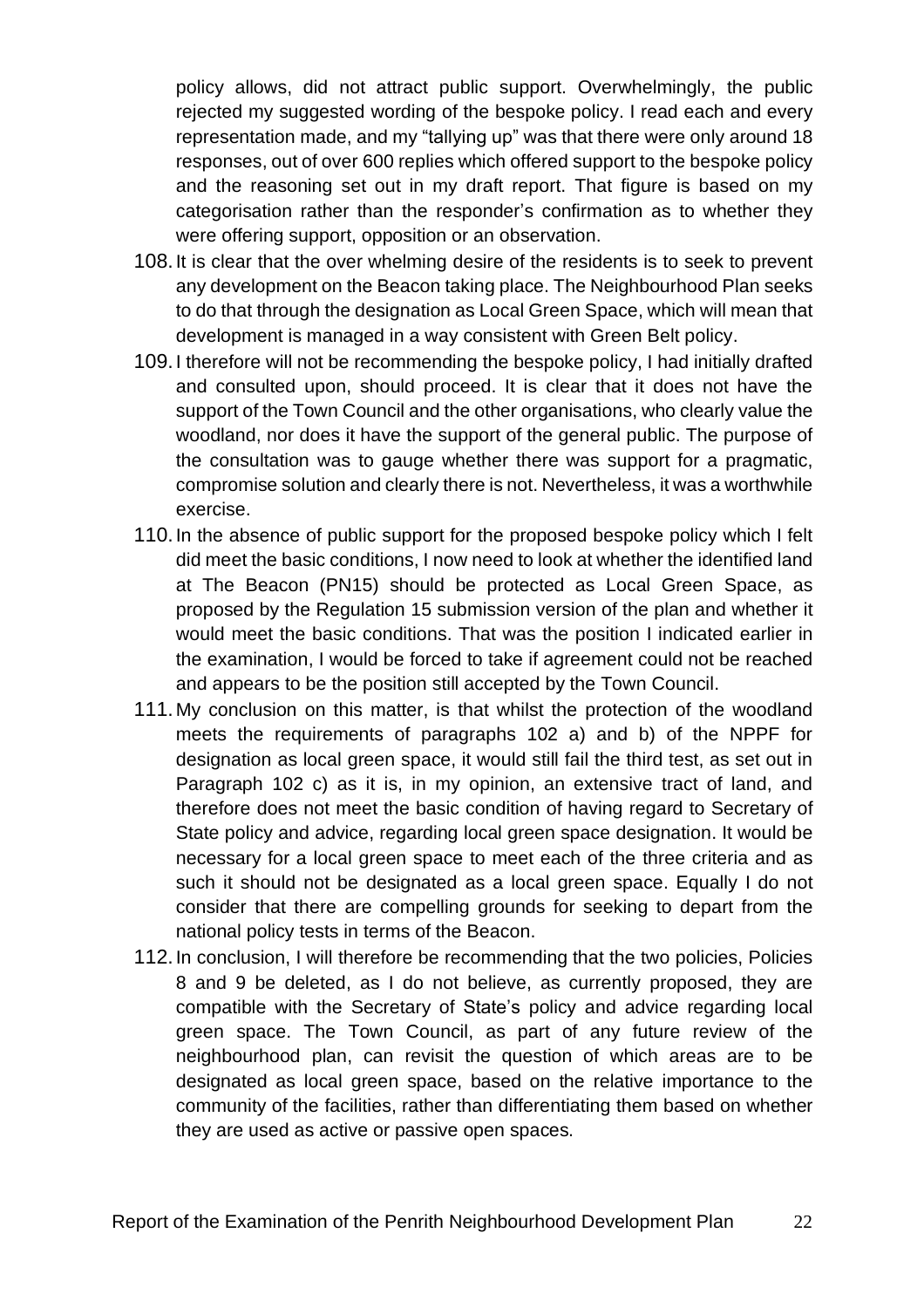policy allows, did not attract public support. Overwhelmingly, the public rejected my suggested wording of the bespoke policy. I read each and every representation made, and my "tallying up" was that there were only around 18 responses, out of over 600 replies which offered support to the bespoke policy and the reasoning set out in my draft report. That figure is based on my categorisation rather than the responder's confirmation as to whether they were offering support, opposition or an observation.

108. It is clear that the over whelming desire of the residents is to seek to prevent any development on the Beacon taking place. The Neighbourhood Plan seeks to do that through the designation as Local Green Space, which will mean that development is managed in a way consistent with Green Belt policy.

109. I therefore will not be recommending the bespoke policy, I had initially drafted and consulted upon, should proceed. It is clear that it does not have the support of the Town Council and the other organisations, who clearly value the woodland, nor does it have the support of the general public. The purpose of the consultation was to gauge whether there was support for a pragmatic, compromise solution and clearly there is not. Nevertheless, it was a worthwhile exercise.

110. In the absence of public support for the proposed bespoke policy which I felt did meet the basic conditions, I now need to look at whether the identified land at The Beacon (PN15) should be protected as Local Green Space, as proposed by the Regulation 15 submission version of the plan and whether it would meet the basic conditions. That was the position I indicated earlier in the examination, I would be forced to take if agreement could not be reached and appears to be the position still accepted by the Town Council.

111. My conclusion on this matter, is that whilst the protection of the woodland meets the requirements of paragraphs 102 a) and b) of the NPPF for designation as local green space, it would still fail the third test, as set out in Paragraph 102 c) as it is, in my opinion, an extensive tract of land, and therefore does not meet the basic condition of having regard to Secretary of State policy and advice, regarding local green space designation. It would be necessary for a local green space to meet each of the three criteria and as such it should not be designated as a local green space. Equally I do not consider that there are compelling grounds for seeking to depart from the national policy tests in terms of the Beacon.

112. In conclusion, I will therefore be recommending that the two policies, Policies 8 and 9 be deleted, as I do not believe, as currently proposed, they are compatible with the Secretary of State's policy and advice regarding local green space. The Town Council, as part of any future review of the neighbourhood plan, can revisit the question of which areas are to be designated as local green space, based on the relative importance to the community of the facilities, rather than differentiating them based on whether they are used as active or passive open spaces.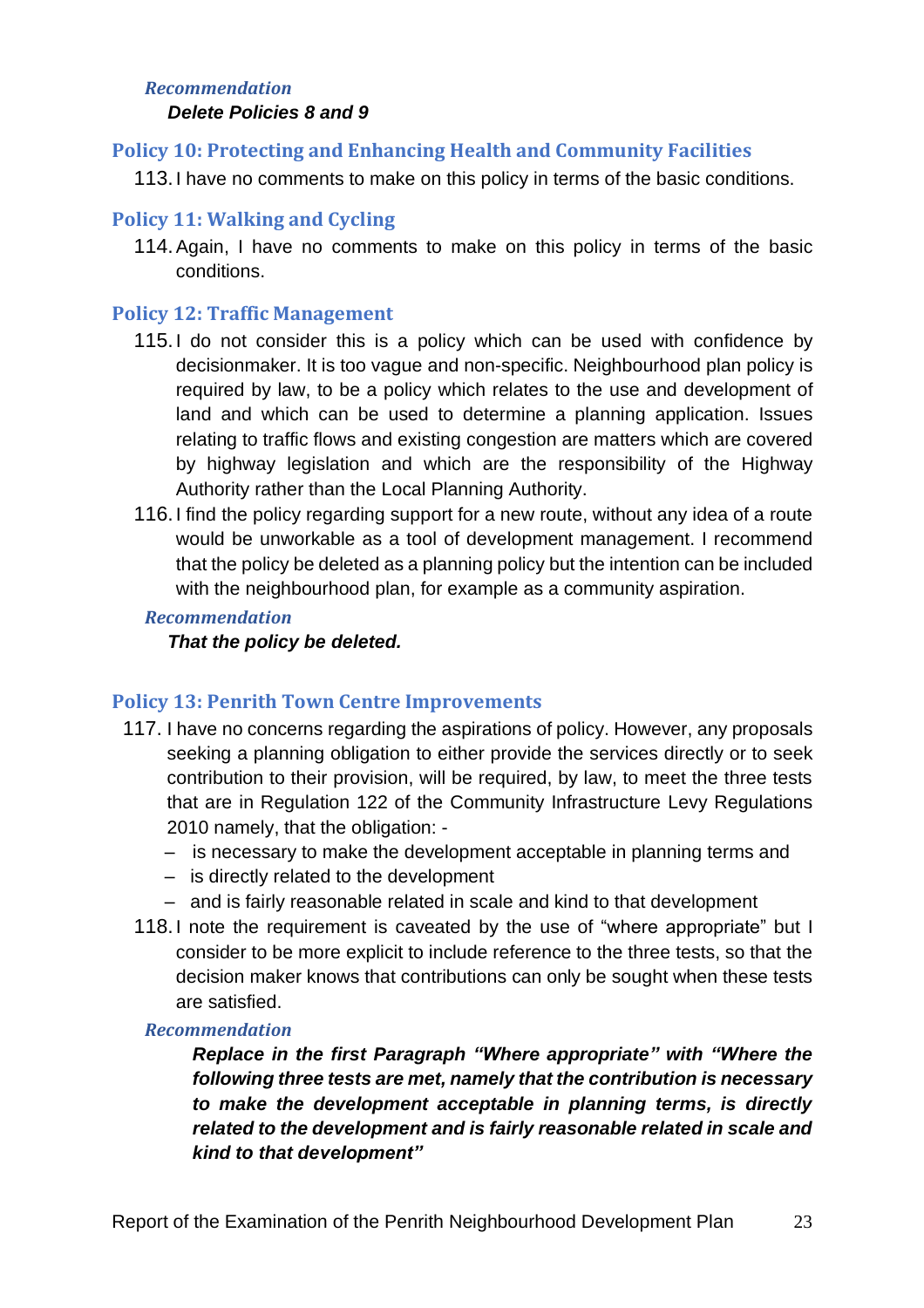*Recommendation*

***Delete Policies 8 and 9***

## Policy 10: Protecting and Enhancing Health and Community Facilities

113. I have no comments to make on this policy in terms of the basic conditions.

## Policy 11: Walking and Cycling

114. Again, I have no comments to make on this policy in terms of the basic conditions.

## Policy 12: Traffic Management

115. I do not consider this is a policy which can be used with confidence by decisionmaker. It is too vague and non-specific. Neighbourhood plan policy is required by law, to be a policy which relates to the use and development of land and which can be used to determine a planning application. Issues relating to traffic flows and existing congestion are matters which are covered by highway legislation and which are the responsibility of the Highway Authority rather than the Local Planning Authority.

116. I find the policy regarding support for a new route, without any idea of a route would be unworkable as a tool of development management. I recommend that the policy be deleted as a planning policy but the intention can be included with the neighbourhood plan, for example as a community aspiration.

*Recommendation*

***That the policy be deleted.***

## Policy 13: Penrith Town Centre Improvements

117. I have no concerns regarding the aspirations of policy. However, any proposals seeking a planning obligation to either provide the services directly or to seek contribution to their provision, will be required, by law, to meet the three tests that are in Regulation 122 of the Community Infrastructure Levy Regulations 2010 namely, that the obligation: -
    - is necessary to make the development acceptable in planning terms and
    - is directly related to the development
    - and is fairly reasonable related in scale and kind to that development

118. I note the requirement is caveated by the use of "where appropriate" but I consider to be more explicit to include reference to the three tests, so that the decision maker knows that contributions can only be sought when these tests are satisfied.

*Recommendation*

***Replace in the first Paragraph "Where appropriate" with "Where the following three tests are met, namely that the contribution is necessary to make the development acceptable in planning terms, is directly related to the development and is fairly reasonable related in scale and kind to that development"***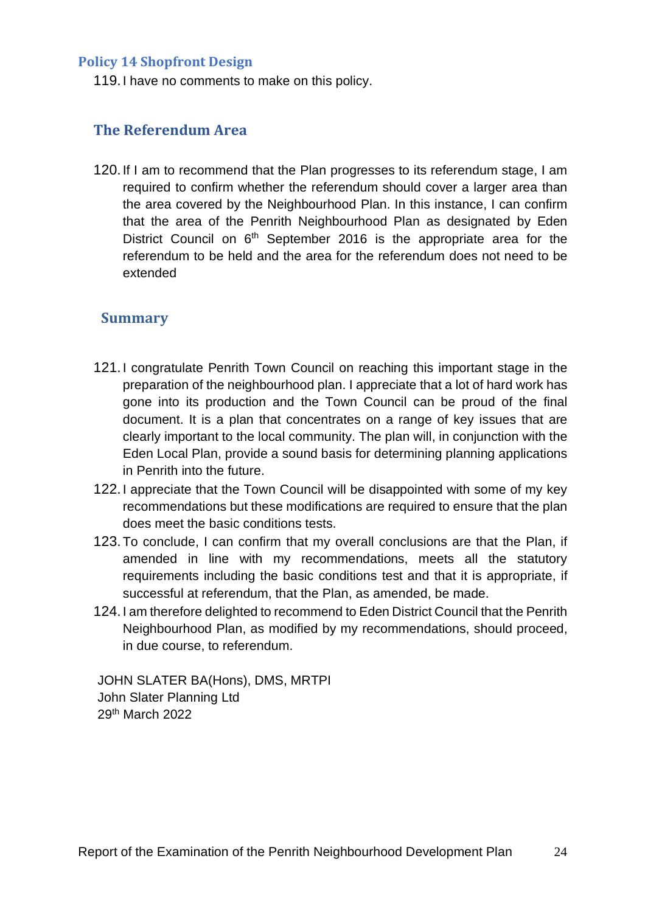### Policy 14 Shopfront Design

119. I have no comments to make on this policy.

## The Referendum Area

120. If I am to recommend that the Plan progresses to its referendum stage, I am required to confirm whether the referendum should cover a larger area than the area covered by the Neighbourhood Plan. In this instance, I can confirm that the area of the Penrith Neighbourhood Plan as designated by Eden District Council on 6th September 2016 is the appropriate area for the referendum to be held and the area for the referendum does not need to be extended

## Summary

121. I congratulate Penrith Town Council on reaching this important stage in the preparation of the neighbourhood plan. I appreciate that a lot of hard work has gone into its production and the Town Council can be proud of the final document. It is a plan that concentrates on a range of key issues that are clearly important to the local community. The plan will, in conjunction with the Eden Local Plan, provide a sound basis for determining planning applications in Penrith into the future.
122. I appreciate that the Town Council will be disappointed with some of my key recommendations but these modifications are required to ensure that the plan does meet the basic conditions tests.
123. To conclude, I can confirm that my overall conclusions are that the Plan, if amended in line with my recommendations, meets all the statutory requirements including the basic conditions test and that it is appropriate, if successful at referendum, that the Plan, as amended, be made.
124. I am therefore delighted to recommend to Eden District Council that the Penrith Neighbourhood Plan, as modified by my recommendations, should proceed, in due course, to referendum.

JOHN SLATER BA(Hons), DMS, MRTPI
John Slater Planning Ltd
29th March 2022